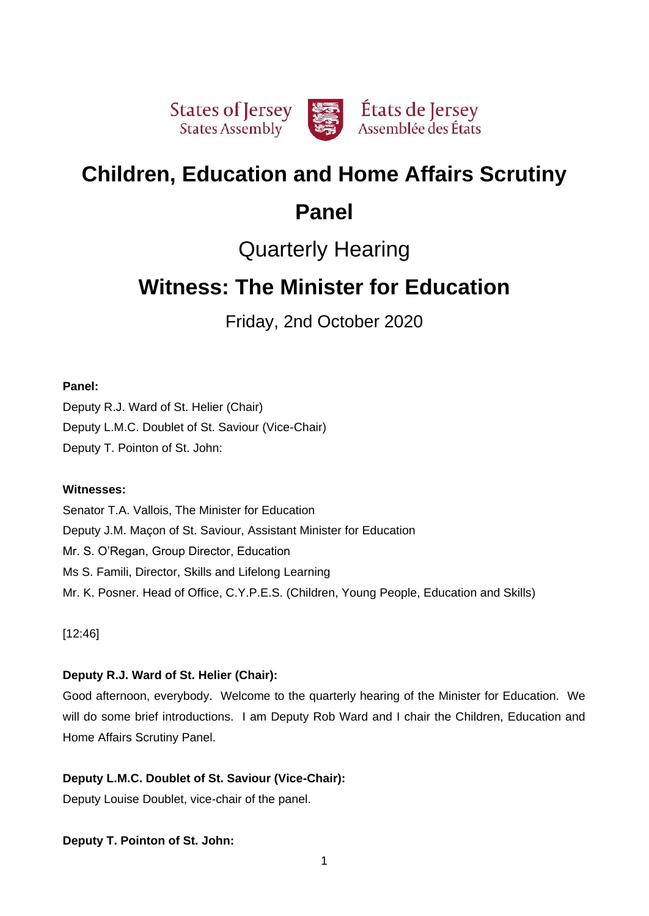States of Jersey
States Assembly

États de Jersey
Assemblée des États

# Children, Education and Home Affairs Scrutiny Panel

## Quarterly Hearing

# Witness: The Minister for Education

Friday, 2nd October 2020

**Panel:**

Deputy R.J. Ward of St. Helier (Chair)
Deputy L.M.C. Doublet of St. Saviour (Vice-Chair)
Deputy T. Pointon of St. John:

**Witnesses:**

Senator T.A. Vallois, The Minister for Education
Deputy J.M. Maçon of St. Saviour, Assistant Minister for Education
Mr. S. O'Regan, Group Director, Education
Ms S. Famili, Director, Skills and Lifelong Learning
Mr. K. Posner. Head of Office, C.Y.P.E.S. (Children, Young People, Education and Skills)

[12:46]

**Deputy R.J. Ward of St. Helier (Chair):**

Good afternoon, everybody. Welcome to the quarterly hearing of the Minister for Education. We will do some brief introductions. I am Deputy Rob Ward and I chair the Children, Education and Home Affairs Scrutiny Panel.

**Deputy L.M.C. Doublet of St. Saviour (Vice-Chair):**

Deputy Louise Doublet, vice-chair of the panel.

**Deputy T. Pointon of St. John:**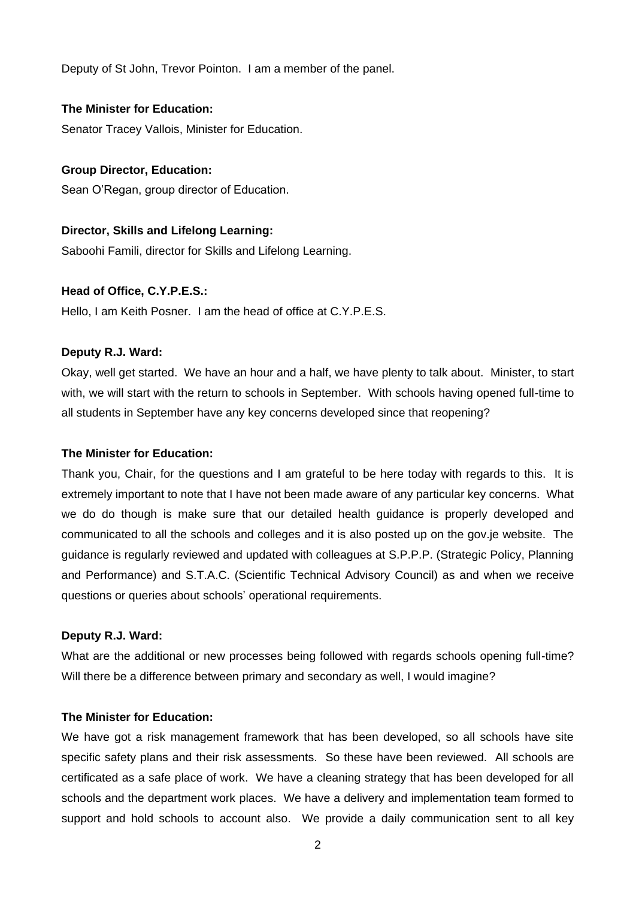Deputy of St John, Trevor Pointon. I am a member of the panel.

**The Minister for Education:**

Senator Tracey Vallois, Minister for Education.

**Group Director, Education:**

Sean O'Regan, group director of Education.

**Director, Skills and Lifelong Learning:**

Saboohi Famili, director for Skills and Lifelong Learning.

**Head of Office, C.Y.P.E.S.:**

Hello, I am Keith Posner. I am the head of office at C.Y.P.E.S.

**Deputy R.J. Ward:**

Okay, well get started. We have an hour and a half, we have plenty to talk about. Minister, to start with, we will start with the return to schools in September. With schools having opened full-time to all students in September have any key concerns developed since that reopening?

**The Minister for Education:**

Thank you, Chair, for the questions and I am grateful to be here today with regards to this. It is extremely important to note that I have not been made aware of any particular key concerns. What we do do though is make sure that our detailed health guidance is properly developed and communicated to all the schools and colleges and it is also posted up on the gov.je website. The guidance is regularly reviewed and updated with colleagues at S.P.P.P. (Strategic Policy, Planning and Performance) and S.T.A.C. (Scientific Technical Advisory Council) as and when we receive questions or queries about schools' operational requirements.

**Deputy R.J. Ward:**

What are the additional or new processes being followed with regards schools opening full-time? Will there be a difference between primary and secondary as well, I would imagine?

**The Minister for Education:**

We have got a risk management framework that has been developed, so all schools have site specific safety plans and their risk assessments. So these have been reviewed. All schools are certificated as a safe place of work. We have a cleaning strategy that has been developed for all schools and the department work places. We have a delivery and implementation team formed to support and hold schools to account also. We provide a daily communication sent to all key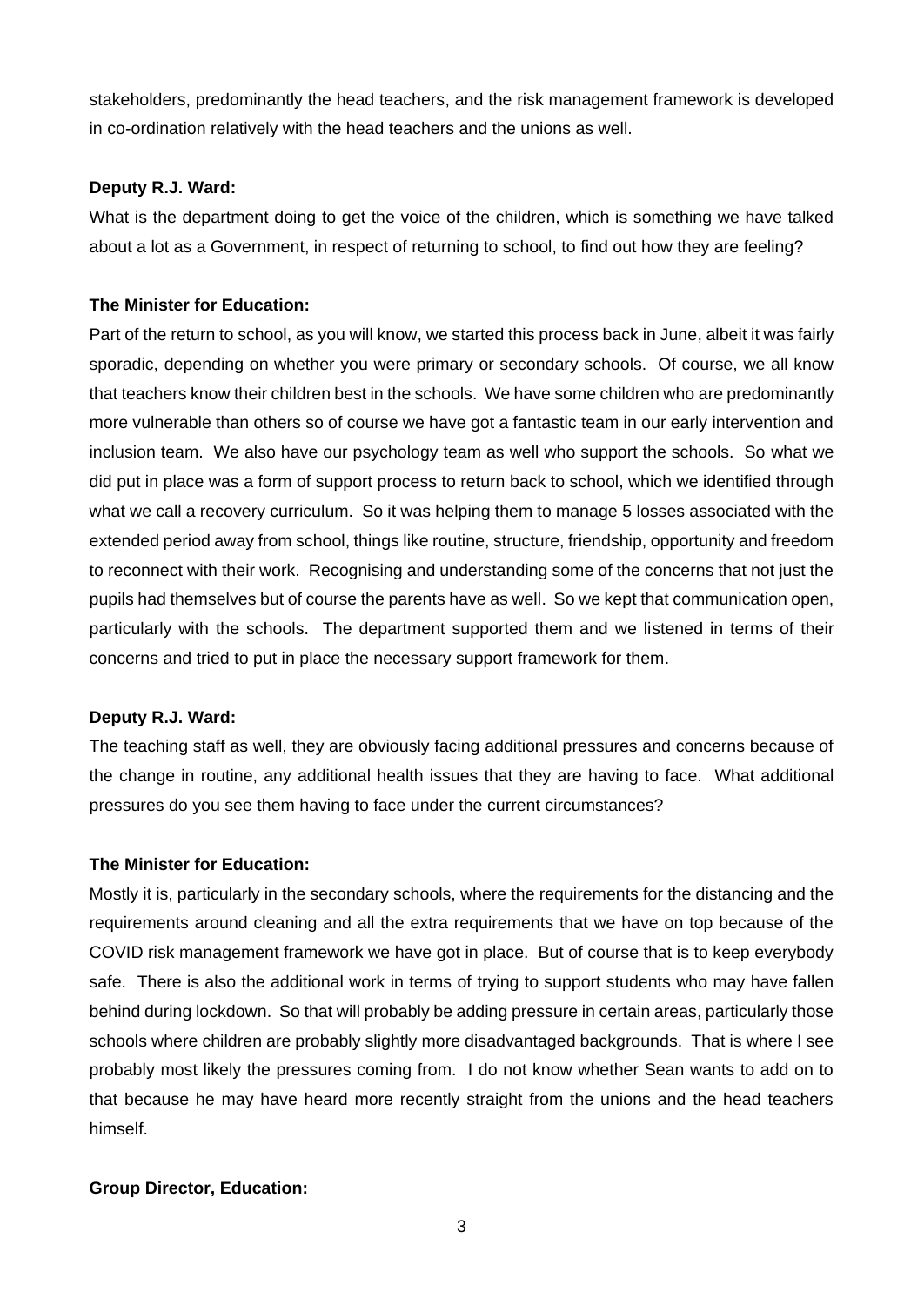stakeholders, predominantly the head teachers, and the risk management framework is developed in co-ordination relatively with the head teachers and the unions as well.

**Deputy R.J. Ward:**

What is the department doing to get the voice of the children, which is something we have talked about a lot as a Government, in respect of returning to school, to find out how they are feeling?

**The Minister for Education:**

Part of the return to school, as you will know, we started this process back in June, albeit it was fairly sporadic, depending on whether you were primary or secondary schools. Of course, we all know that teachers know their children best in the schools. We have some children who are predominantly more vulnerable than others so of course we have got a fantastic team in our early intervention and inclusion team. We also have our psychology team as well who support the schools. So what we did put in place was a form of support process to return back to school, which we identified through what we call a recovery curriculum. So it was helping them to manage 5 losses associated with the extended period away from school, things like routine, structure, friendship, opportunity and freedom to reconnect with their work. Recognising and understanding some of the concerns that not just the pupils had themselves but of course the parents have as well. So we kept that communication open, particularly with the schools. The department supported them and we listened in terms of their concerns and tried to put in place the necessary support framework for them.

**Deputy R.J. Ward:**

The teaching staff as well, they are obviously facing additional pressures and concerns because of the change in routine, any additional health issues that they are having to face. What additional pressures do you see them having to face under the current circumstances?

**The Minister for Education:**

Mostly it is, particularly in the secondary schools, where the requirements for the distancing and the requirements around cleaning and all the extra requirements that we have on top because of the COVID risk management framework we have got in place. But of course that is to keep everybody safe. There is also the additional work in terms of trying to support students who may have fallen behind during lockdown. So that will probably be adding pressure in certain areas, particularly those schools where children are probably slightly more disadvantaged backgrounds. That is where I see probably most likely the pressures coming from. I do not know whether Sean wants to add on to that because he may have heard more recently straight from the unions and the head teachers himself.

**Group Director, Education:**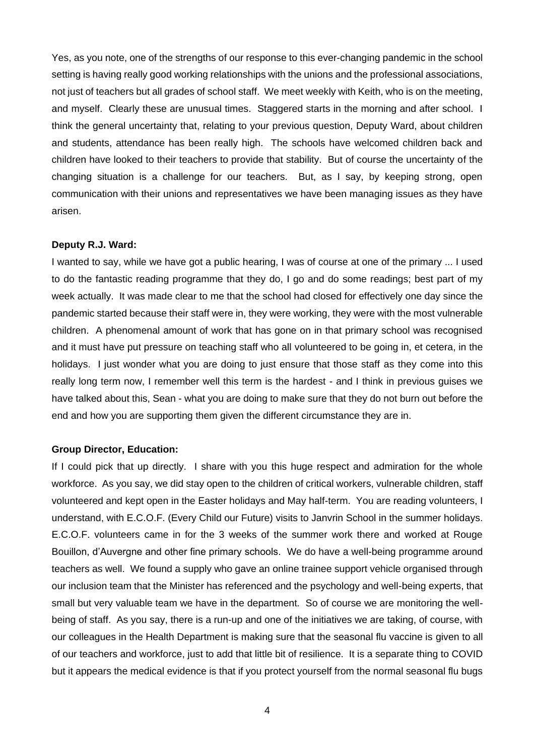Yes, as you note, one of the strengths of our response to this ever-changing pandemic in the school setting is having really good working relationships with the unions and the professional associations, not just of teachers but all grades of school staff. We meet weekly with Keith, who is on the meeting, and myself. Clearly these are unusual times. Staggered starts in the morning and after school. I think the general uncertainty that, relating to your previous question, Deputy Ward, about children and students, attendance has been really high. The schools have welcomed children back and children have looked to their teachers to provide that stability. But of course the uncertainty of the changing situation is a challenge for our teachers. But, as I say, by keeping strong, open communication with their unions and representatives we have been managing issues as they have arisen.

**Deputy R.J. Ward:**

I wanted to say, while we have got a public hearing, I was of course at one of the primary ... I used to do the fantastic reading programme that they do, I go and do some readings; best part of my week actually. It was made clear to me that the school had closed for effectively one day since the pandemic started because their staff were in, they were working, they were with the most vulnerable children. A phenomenal amount of work that has gone on in that primary school was recognised and it must have put pressure on teaching staff who all volunteered to be going in, et cetera, in the holidays. I just wonder what you are doing to just ensure that those staff as they come into this really long term now, I remember well this term is the hardest - and I think in previous guises we have talked about this, Sean - what you are doing to make sure that they do not burn out before the end and how you are supporting them given the different circumstance they are in.

**Group Director, Education:**

If I could pick that up directly. I share with you this huge respect and admiration for the whole workforce. As you say, we did stay open to the children of critical workers, vulnerable children, staff volunteered and kept open in the Easter holidays and May half-term. You are reading volunteers, I understand, with E.C.O.F. (Every Child our Future) visits to Janvrin School in the summer holidays. E.C.O.F. volunteers came in for the 3 weeks of the summer work there and worked at Rouge Bouillon, d'Auvergne and other fine primary schools. We do have a well-being programme around teachers as well. We found a supply who gave an online trainee support vehicle organised through our inclusion team that the Minister has referenced and the psychology and well-being experts, that small but very valuable team we have in the department. So of course we are monitoring the well-being of staff. As you say, there is a run-up and one of the initiatives we are taking, of course, with our colleagues in the Health Department is making sure that the seasonal flu vaccine is given to all of our teachers and workforce, just to add that little bit of resilience. It is a separate thing to COVID but it appears the medical evidence is that if you protect yourself from the normal seasonal flu bugs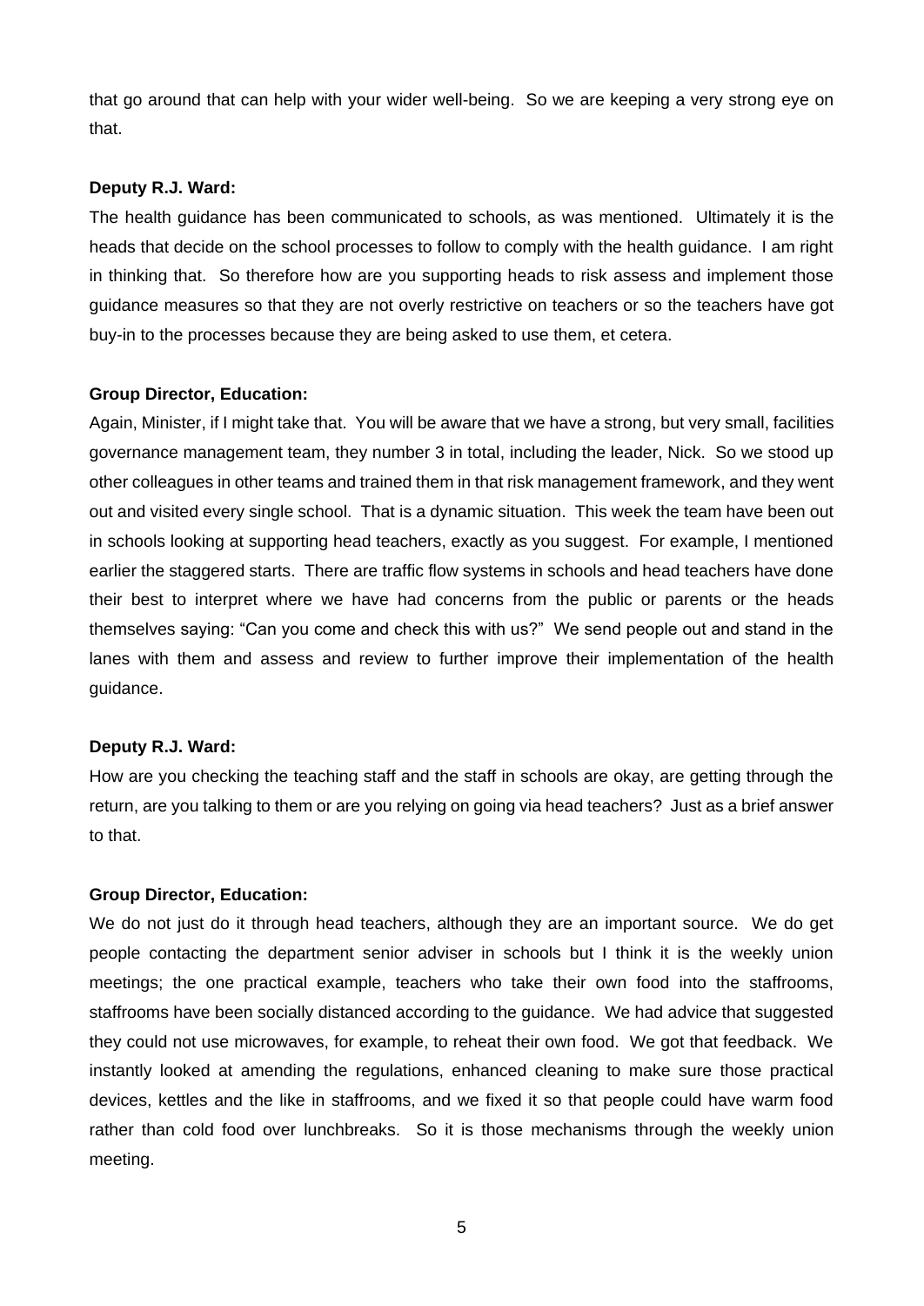that go around that can help with your wider well-being. So we are keeping a very strong eye on that.

**Deputy R.J. Ward:**

The health guidance has been communicated to schools, as was mentioned. Ultimately it is the heads that decide on the school processes to follow to comply with the health guidance. I am right in thinking that. So therefore how are you supporting heads to risk assess and implement those guidance measures so that they are not overly restrictive on teachers or so the teachers have got buy-in to the processes because they are being asked to use them, et cetera.

**Group Director, Education:**

Again, Minister, if I might take that. You will be aware that we have a strong, but very small, facilities governance management team, they number 3 in total, including the leader, Nick. So we stood up other colleagues in other teams and trained them in that risk management framework, and they went out and visited every single school. That is a dynamic situation. This week the team have been out in schools looking at supporting head teachers, exactly as you suggest. For example, I mentioned earlier the staggered starts. There are traffic flow systems in schools and head teachers have done their best to interpret where we have had concerns from the public or parents or the heads themselves saying: "Can you come and check this with us?" We send people out and stand in the lanes with them and assess and review to further improve their implementation of the health guidance.

**Deputy R.J. Ward:**

How are you checking the teaching staff and the staff in schools are okay, are getting through the return, are you talking to them or are you relying on going via head teachers? Just as a brief answer to that.

**Group Director, Education:**

We do not just do it through head teachers, although they are an important source. We do get people contacting the department senior adviser in schools but I think it is the weekly union meetings; the one practical example, teachers who take their own food into the staffrooms, staffrooms have been socially distanced according to the guidance. We had advice that suggested they could not use microwaves, for example, to reheat their own food. We got that feedback. We instantly looked at amending the regulations, enhanced cleaning to make sure those practical devices, kettles and the like in staffrooms, and we fixed it so that people could have warm food rather than cold food over lunchbreaks. So it is those mechanisms through the weekly union meeting.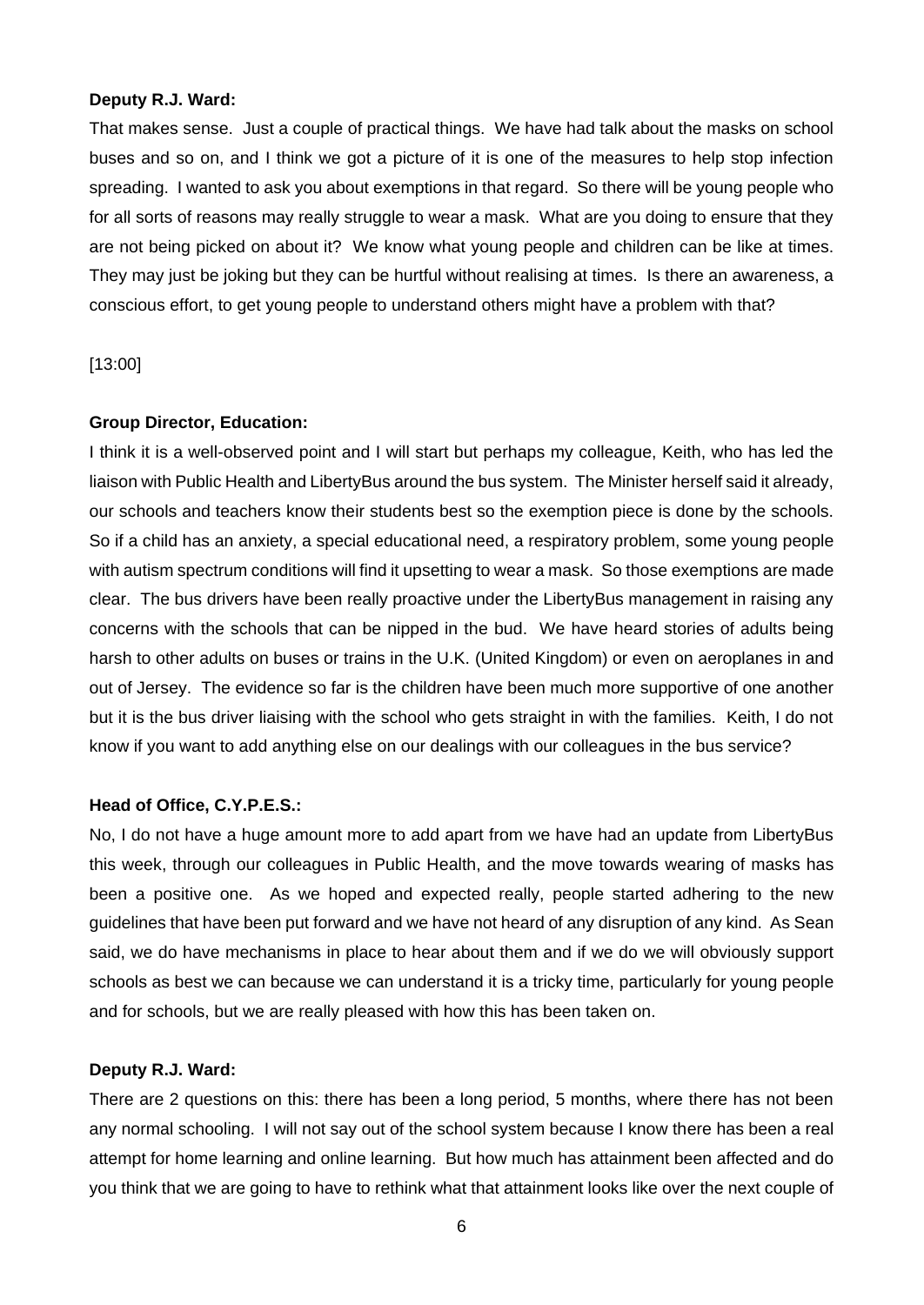**Deputy R.J. Ward:**

That makes sense. Just a couple of practical things. We have had talk about the masks on school buses and so on, and I think we got a picture of it is one of the measures to help stop infection spreading. I wanted to ask you about exemptions in that regard. So there will be young people who for all sorts of reasons may really struggle to wear a mask. What are you doing to ensure that they are not being picked on about it? We know what young people and children can be like at times. They may just be joking but they can be hurtful without realising at times. Is there an awareness, a conscious effort, to get young people to understand others might have a problem with that?

[13:00]

**Group Director, Education:**

I think it is a well-observed point and I will start but perhaps my colleague, Keith, who has led the liaison with Public Health and LibertyBus around the bus system. The Minister herself said it already, our schools and teachers know their students best so the exemption piece is done by the schools. So if a child has an anxiety, a special educational need, a respiratory problem, some young people with autism spectrum conditions will find it upsetting to wear a mask. So those exemptions are made clear. The bus drivers have been really proactive under the LibertyBus management in raising any concerns with the schools that can be nipped in the bud. We have heard stories of adults being harsh to other adults on buses or trains in the U.K. (United Kingdom) or even on aeroplanes in and out of Jersey. The evidence so far is the children have been much more supportive of one another but it is the bus driver liaising with the school who gets straight in with the families. Keith, I do not know if you want to add anything else on our dealings with our colleagues in the bus service?

**Head of Office, C.Y.P.E.S.:**

No, I do not have a huge amount more to add apart from we have had an update from LibertyBus this week, through our colleagues in Public Health, and the move towards wearing of masks has been a positive one. As we hoped and expected really, people started adhering to the new guidelines that have been put forward and we have not heard of any disruption of any kind. As Sean said, we do have mechanisms in place to hear about them and if we do we will obviously support schools as best we can because we can understand it is a tricky time, particularly for young people and for schools, but we are really pleased with how this has been taken on.

**Deputy R.J. Ward:**

There are 2 questions on this: there has been a long period, 5 months, where there has not been any normal schooling. I will not say out of the school system because I know there has been a real attempt for home learning and online learning. But how much has attainment been affected and do you think that we are going to have to rethink what that attainment looks like over the next couple of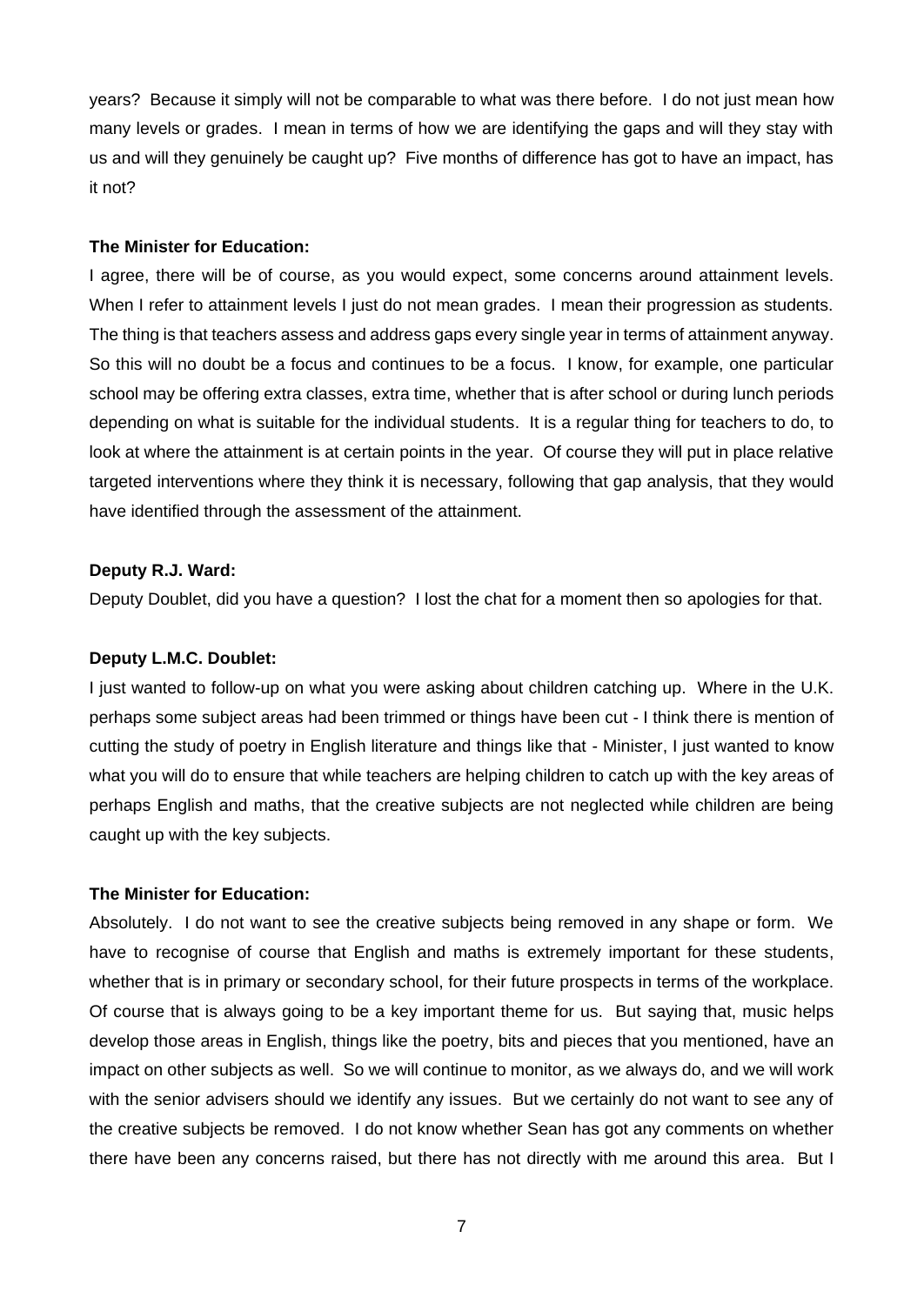years? Because it simply will not be comparable to what was there before. I do not just mean how many levels or grades. I mean in terms of how we are identifying the gaps and will they stay with us and will they genuinely be caught up? Five months of difference has got to have an impact, has it not?

**The Minister for Education:**

I agree, there will be of course, as you would expect, some concerns around attainment levels. When I refer to attainment levels I just do not mean grades. I mean their progression as students. The thing is that teachers assess and address gaps every single year in terms of attainment anyway. So this will no doubt be a focus and continues to be a focus. I know, for example, one particular school may be offering extra classes, extra time, whether that is after school or during lunch periods depending on what is suitable for the individual students. It is a regular thing for teachers to do, to look at where the attainment is at certain points in the year. Of course they will put in place relative targeted interventions where they think it is necessary, following that gap analysis, that they would have identified through the assessment of the attainment.

**Deputy R.J. Ward:**

Deputy Doublet, did you have a question? I lost the chat for a moment then so apologies for that.

**Deputy L.M.C. Doublet:**

I just wanted to follow-up on what you were asking about children catching up. Where in the U.K. perhaps some subject areas had been trimmed or things have been cut - I think there is mention of cutting the study of poetry in English literature and things like that - Minister, I just wanted to know what you will do to ensure that while teachers are helping children to catch up with the key areas of perhaps English and maths, that the creative subjects are not neglected while children are being caught up with the key subjects.

**The Minister for Education:**

Absolutely. I do not want to see the creative subjects being removed in any shape or form. We have to recognise of course that English and maths is extremely important for these students, whether that is in primary or secondary school, for their future prospects in terms of the workplace. Of course that is always going to be a key important theme for us. But saying that, music helps develop those areas in English, things like the poetry, bits and pieces that you mentioned, have an impact on other subjects as well. So we will continue to monitor, as we always do, and we will work with the senior advisers should we identify any issues. But we certainly do not want to see any of the creative subjects be removed. I do not know whether Sean has got any comments on whether there have been any concerns raised, but there has not directly with me around this area. But I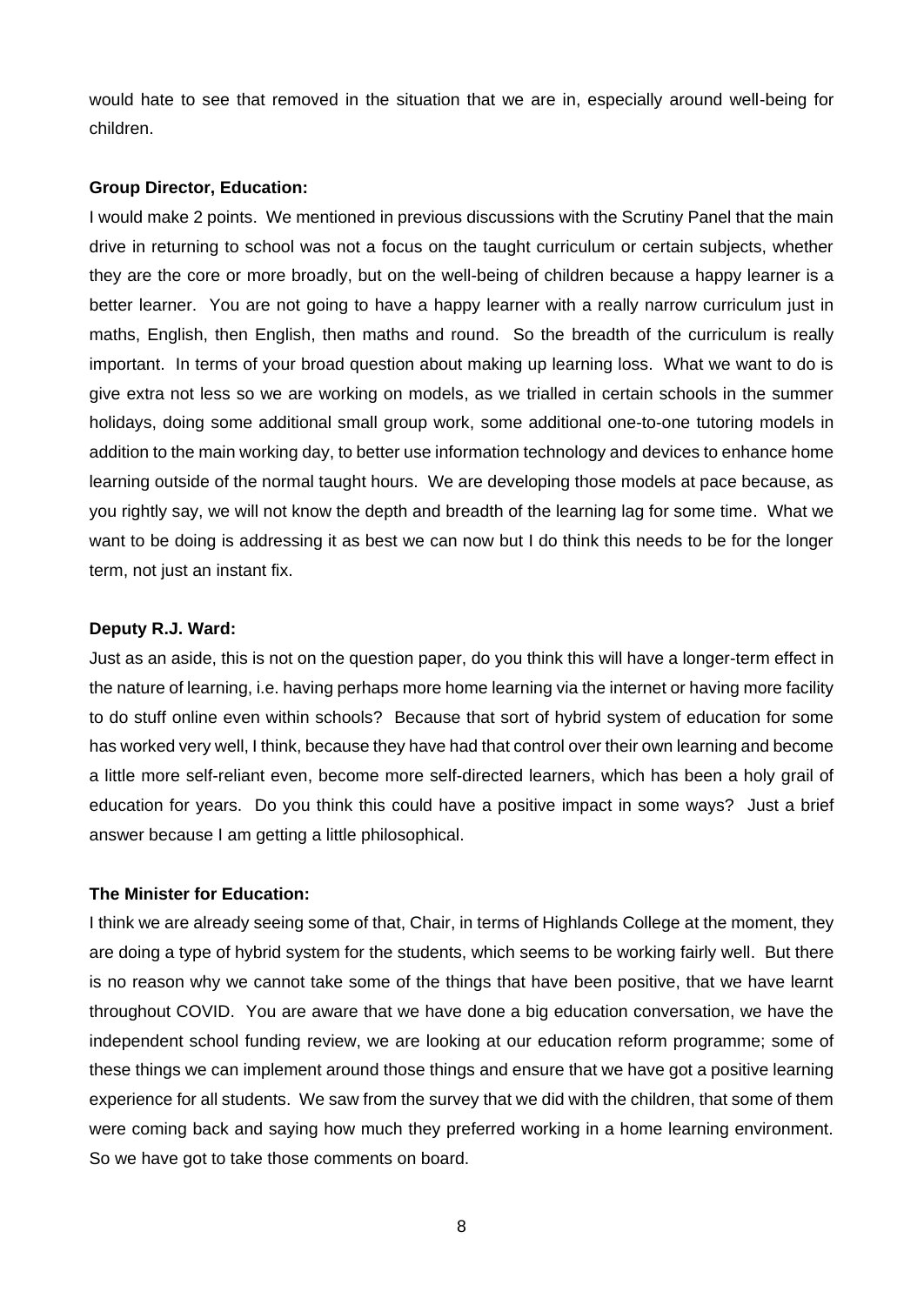would hate to see that removed in the situation that we are in, especially around well-being for children.

**Group Director, Education:**

I would make 2 points. We mentioned in previous discussions with the Scrutiny Panel that the main drive in returning to school was not a focus on the taught curriculum or certain subjects, whether they are the core or more broadly, but on the well-being of children because a happy learner is a better learner. You are not going to have a happy learner with a really narrow curriculum just in maths, English, then English, then maths and round. So the breadth of the curriculum is really important. In terms of your broad question about making up learning loss. What we want to do is give extra not less so we are working on models, as we trialled in certain schools in the summer holidays, doing some additional small group work, some additional one-to-one tutoring models in addition to the main working day, to better use information technology and devices to enhance home learning outside of the normal taught hours. We are developing those models at pace because, as you rightly say, we will not know the depth and breadth of the learning lag for some time. What we want to be doing is addressing it as best we can now but I do think this needs to be for the longer term, not just an instant fix.

**Deputy R.J. Ward:**

Just as an aside, this is not on the question paper, do you think this will have a longer-term effect in the nature of learning, i.e. having perhaps more home learning via the internet or having more facility to do stuff online even within schools? Because that sort of hybrid system of education for some has worked very well, I think, because they have had that control over their own learning and become a little more self-reliant even, become more self-directed learners, which has been a holy grail of education for years. Do you think this could have a positive impact in some ways? Just a brief answer because I am getting a little philosophical.

**The Minister for Education:**

I think we are already seeing some of that, Chair, in terms of Highlands College at the moment, they are doing a type of hybrid system for the students, which seems to be working fairly well. But there is no reason why we cannot take some of the things that have been positive, that we have learnt throughout COVID. You are aware that we have done a big education conversation, we have the independent school funding review, we are looking at our education reform programme; some of these things we can implement around those things and ensure that we have got a positive learning experience for all students. We saw from the survey that we did with the children, that some of them were coming back and saying how much they preferred working in a home learning environment. So we have got to take those comments on board.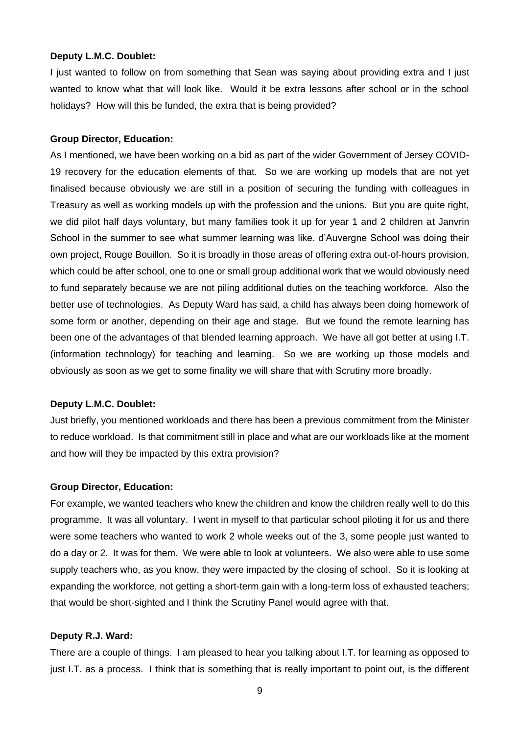**Deputy L.M.C. Doublet:**

I just wanted to follow on from something that Sean was saying about providing extra and I just wanted to know what that will look like. Would it be extra lessons after school or in the school holidays? How will this be funded, the extra that is being provided?

**Group Director, Education:**

As I mentioned, we have been working on a bid as part of the wider Government of Jersey COVID-19 recovery for the education elements of that. So we are working up models that are not yet finalised because obviously we are still in a position of securing the funding with colleagues in Treasury as well as working models up with the profession and the unions. But you are quite right, we did pilot half days voluntary, but many families took it up for year 1 and 2 children at Janvrin School in the summer to see what summer learning was like. d'Auvergne School was doing their own project, Rouge Bouillon. So it is broadly in those areas of offering extra out-of-hours provision, which could be after school, one to one or small group additional work that we would obviously need to fund separately because we are not piling additional duties on the teaching workforce. Also the better use of technologies. As Deputy Ward has said, a child has always been doing homework of some form or another, depending on their age and stage. But we found the remote learning has been one of the advantages of that blended learning approach. We have all got better at using I.T. (information technology) for teaching and learning. So we are working up those models and obviously as soon as we get to some finality we will share that with Scrutiny more broadly.

**Deputy L.M.C. Doublet:**

Just briefly, you mentioned workloads and there has been a previous commitment from the Minister to reduce workload. Is that commitment still in place and what are our workloads like at the moment and how will they be impacted by this extra provision?

**Group Director, Education:**

For example, we wanted teachers who knew the children and know the children really well to do this programme. It was all voluntary. I went in myself to that particular school piloting it for us and there were some teachers who wanted to work 2 whole weeks out of the 3, some people just wanted to do a day or 2. It was for them. We were able to look at volunteers. We also were able to use some supply teachers who, as you know, they were impacted by the closing of school. So it is looking at expanding the workforce, not getting a short-term gain with a long-term loss of exhausted teachers; that would be short-sighted and I think the Scrutiny Panel would agree with that.

**Deputy R.J. Ward:**

There are a couple of things. I am pleased to hear you talking about I.T. for learning as opposed to just I.T. as a process. I think that is something that is really important to point out, is the different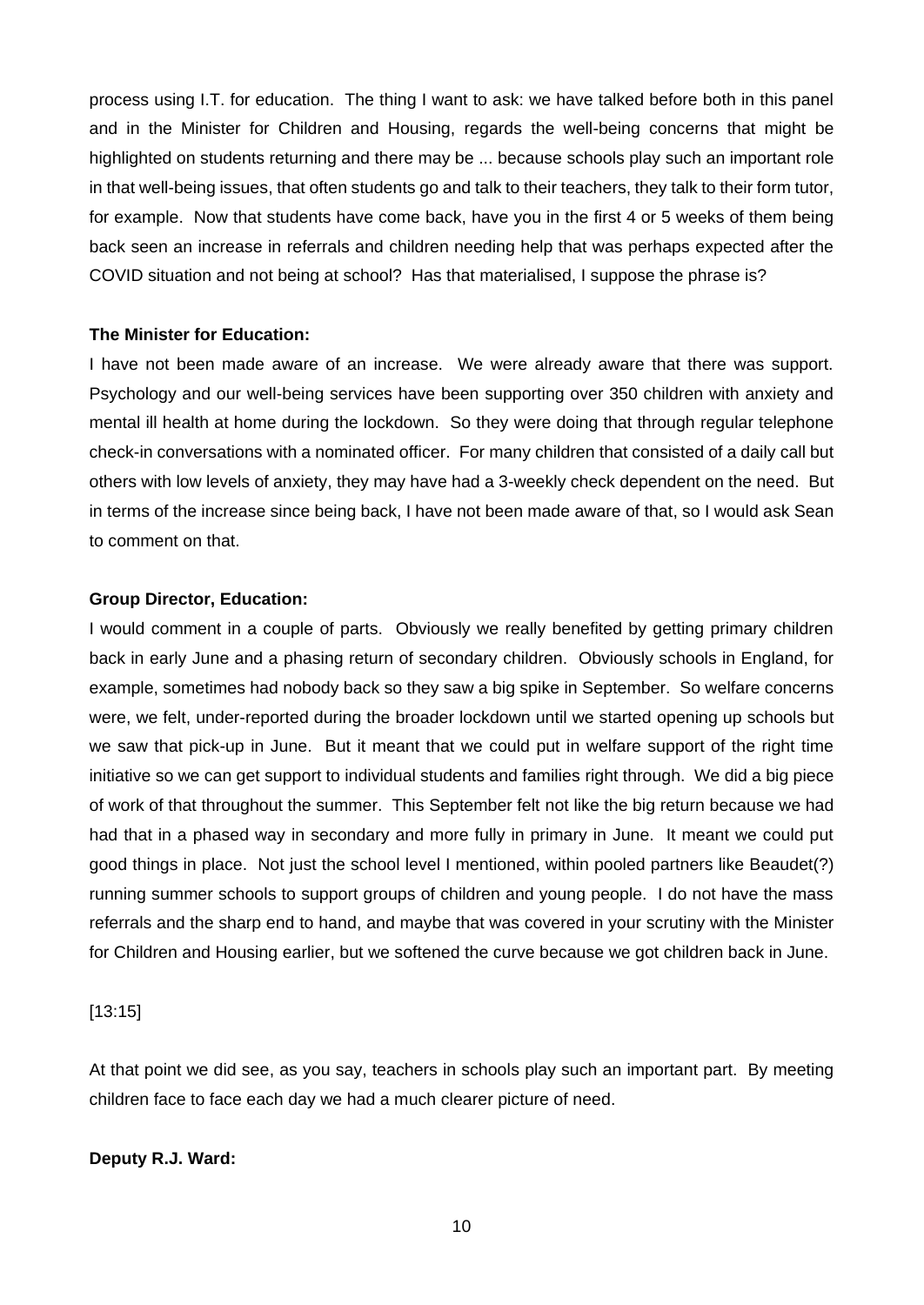process using I.T. for education. The thing I want to ask: we have talked before both in this panel and in the Minister for Children and Housing, regards the well-being concerns that might be highlighted on students returning and there may be ... because schools play such an important role in that well-being issues, that often students go and talk to their teachers, they talk to their form tutor, for example. Now that students have come back, have you in the first 4 or 5 weeks of them being back seen an increase in referrals and children needing help that was perhaps expected after the COVID situation and not being at school? Has that materialised, I suppose the phrase is?

**The Minister for Education:**

I have not been made aware of an increase. We were already aware that there was support. Psychology and our well-being services have been supporting over 350 children with anxiety and mental ill health at home during the lockdown. So they were doing that through regular telephone check-in conversations with a nominated officer. For many children that consisted of a daily call but others with low levels of anxiety, they may have had a 3-weekly check dependent on the need. But in terms of the increase since being back, I have not been made aware of that, so I would ask Sean to comment on that.

**Group Director, Education:**

I would comment in a couple of parts. Obviously we really benefited by getting primary children back in early June and a phasing return of secondary children. Obviously schools in England, for example, sometimes had nobody back so they saw a big spike in September. So welfare concerns were, we felt, under-reported during the broader lockdown until we started opening up schools but we saw that pick-up in June. But it meant that we could put in welfare support of the right time initiative so we can get support to individual students and families right through. We did a big piece of work of that throughout the summer. This September felt not like the big return because we had had that in a phased way in secondary and more fully in primary in June. It meant we could put good things in place. Not just the school level I mentioned, within pooled partners like Beaudet(?) running summer schools to support groups of children and young people. I do not have the mass referrals and the sharp end to hand, and maybe that was covered in your scrutiny with the Minister for Children and Housing earlier, but we softened the curve because we got children back in June.

[13:15]

At that point we did see, as you say, teachers in schools play such an important part. By meeting children face to face each day we had a much clearer picture of need.

**Deputy R.J. Ward:**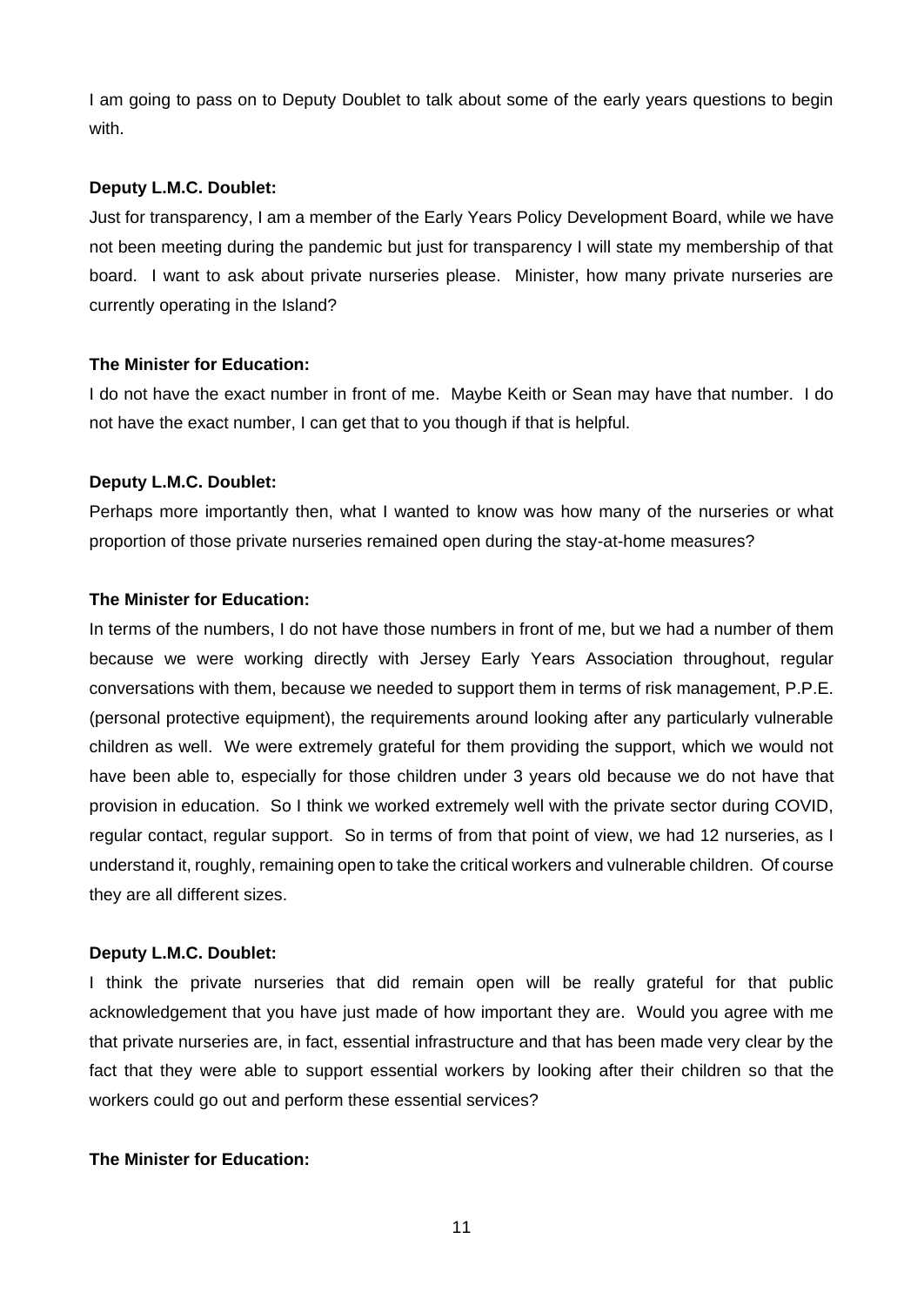I am going to pass on to Deputy Doublet to talk about some of the early years questions to begin with.

**Deputy L.M.C. Doublet:**

Just for transparency, I am a member of the Early Years Policy Development Board, while we have not been meeting during the pandemic but just for transparency I will state my membership of that board. I want to ask about private nurseries please. Minister, how many private nurseries are currently operating in the Island?

**The Minister for Education:**

I do not have the exact number in front of me. Maybe Keith or Sean may have that number. I do not have the exact number, I can get that to you though if that is helpful.

**Deputy L.M.C. Doublet:**

Perhaps more importantly then, what I wanted to know was how many of the nurseries or what proportion of those private nurseries remained open during the stay-at-home measures?

**The Minister for Education:**

In terms of the numbers, I do not have those numbers in front of me, but we had a number of them because we were working directly with Jersey Early Years Association throughout, regular conversations with them, because we needed to support them in terms of risk management, P.P.E. (personal protective equipment), the requirements around looking after any particularly vulnerable children as well. We were extremely grateful for them providing the support, which we would not have been able to, especially for those children under 3 years old because we do not have that provision in education. So I think we worked extremely well with the private sector during COVID, regular contact, regular support. So in terms of from that point of view, we had 12 nurseries, as I understand it, roughly, remaining open to take the critical workers and vulnerable children. Of course they are all different sizes.

**Deputy L.M.C. Doublet:**

I think the private nurseries that did remain open will be really grateful for that public acknowledgement that you have just made of how important they are. Would you agree with me that private nurseries are, in fact, essential infrastructure and that has been made very clear by the fact that they were able to support essential workers by looking after their children so that the workers could go out and perform these essential services?

**The Minister for Education:**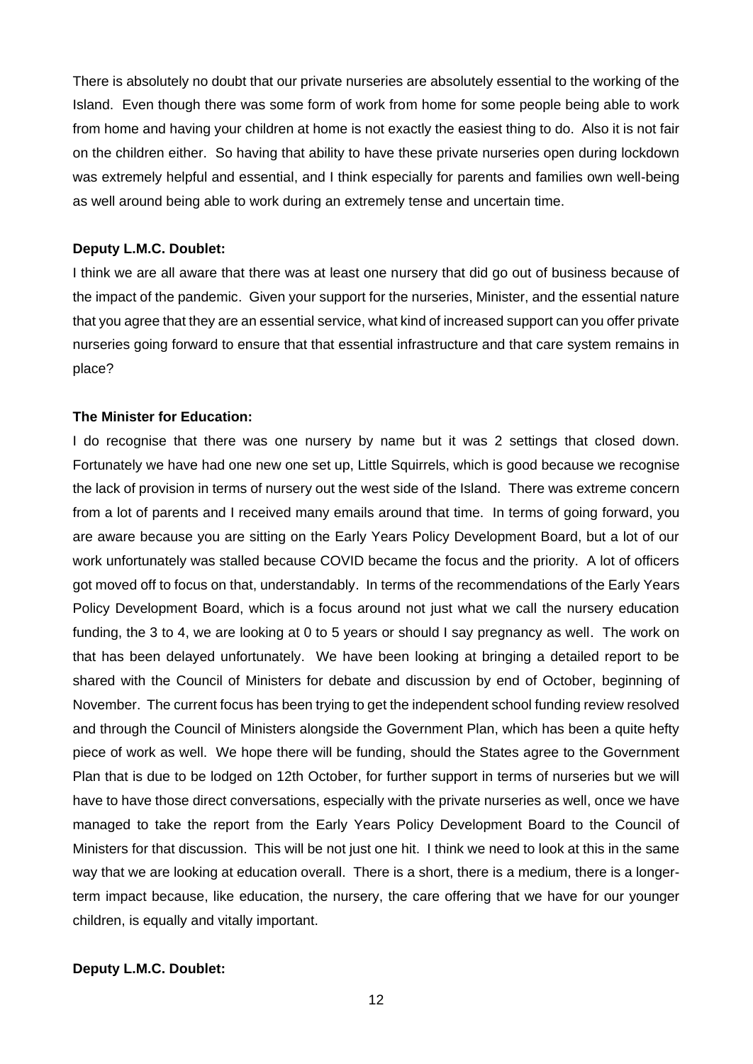There is absolutely no doubt that our private nurseries are absolutely essential to the working of the Island. Even though there was some form of work from home for some people being able to work from home and having your children at home is not exactly the easiest thing to do. Also it is not fair on the children either. So having that ability to have these private nurseries open during lockdown was extremely helpful and essential, and I think especially for parents and families own well-being as well around being able to work during an extremely tense and uncertain time.

**Deputy L.M.C. Doublet:**

I think we are all aware that there was at least one nursery that did go out of business because of the impact of the pandemic. Given your support for the nurseries, Minister, and the essential nature that you agree that they are an essential service, what kind of increased support can you offer private nurseries going forward to ensure that that essential infrastructure and that care system remains in place?

**The Minister for Education:**

I do recognise that there was one nursery by name but it was 2 settings that closed down. Fortunately we have had one new one set up, Little Squirrels, which is good because we recognise the lack of provision in terms of nursery out the west side of the Island. There was extreme concern from a lot of parents and I received many emails around that time. In terms of going forward, you are aware because you are sitting on the Early Years Policy Development Board, but a lot of our work unfortunately was stalled because COVID became the focus and the priority. A lot of officers got moved off to focus on that, understandably. In terms of the recommendations of the Early Years Policy Development Board, which is a focus around not just what we call the nursery education funding, the 3 to 4, we are looking at 0 to 5 years or should I say pregnancy as well. The work on that has been delayed unfortunately. We have been looking at bringing a detailed report to be shared with the Council of Ministers for debate and discussion by end of October, beginning of November. The current focus has been trying to get the independent school funding review resolved and through the Council of Ministers alongside the Government Plan, which has been a quite hefty piece of work as well. We hope there will be funding, should the States agree to the Government Plan that is due to be lodged on 12th October, for further support in terms of nurseries but we will have to have those direct conversations, especially with the private nurseries as well, once we have managed to take the report from the Early Years Policy Development Board to the Council of Ministers for that discussion. This will be not just one hit. I think we need to look at this in the same way that we are looking at education overall. There is a short, there is a medium, there is a longer-term impact because, like education, the nursery, the care offering that we have for our younger children, is equally and vitally important.

**Deputy L.M.C. Doublet:**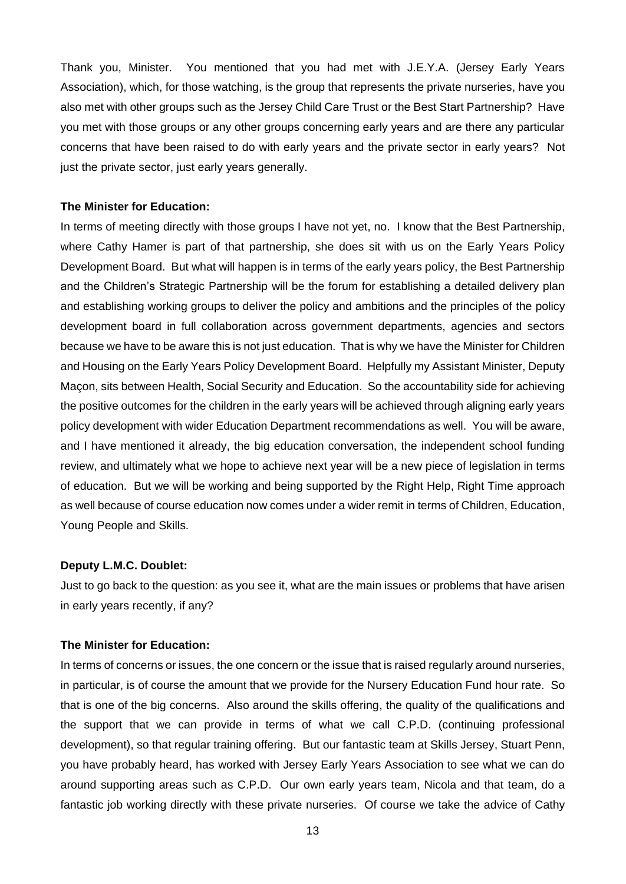Thank you, Minister. You mentioned that you had met with J.E.Y.A. (Jersey Early Years Association), which, for those watching, is the group that represents the private nurseries, have you also met with other groups such as the Jersey Child Care Trust or the Best Start Partnership? Have you met with those groups or any other groups concerning early years and are there any particular concerns that have been raised to do with early years and the private sector in early years? Not just the private sector, just early years generally.

**The Minister for Education:**

In terms of meeting directly with those groups I have not yet, no. I know that the Best Partnership, where Cathy Hamer is part of that partnership, she does sit with us on the Early Years Policy Development Board. But what will happen is in terms of the early years policy, the Best Partnership and the Children's Strategic Partnership will be the forum for establishing a detailed delivery plan and establishing working groups to deliver the policy and ambitions and the principles of the policy development board in full collaboration across government departments, agencies and sectors because we have to be aware this is not just education. That is why we have the Minister for Children and Housing on the Early Years Policy Development Board. Helpfully my Assistant Minister, Deputy Maçon, sits between Health, Social Security and Education. So the accountability side for achieving the positive outcomes for the children in the early years will be achieved through aligning early years policy development with wider Education Department recommendations as well. You will be aware, and I have mentioned it already, the big education conversation, the independent school funding review, and ultimately what we hope to achieve next year will be a new piece of legislation in terms of education. But we will be working and being supported by the Right Help, Right Time approach as well because of course education now comes under a wider remit in terms of Children, Education, Young People and Skills.

**Deputy L.M.C. Doublet:**

Just to go back to the question: as you see it, what are the main issues or problems that have arisen in early years recently, if any?

**The Minister for Education:**

In terms of concerns or issues, the one concern or the issue that is raised regularly around nurseries, in particular, is of course the amount that we provide for the Nursery Education Fund hour rate. So that is one of the big concerns. Also around the skills offering, the quality of the qualifications and the support that we can provide in terms of what we call C.P.D. (continuing professional development), so that regular training offering. But our fantastic team at Skills Jersey, Stuart Penn, you have probably heard, has worked with Jersey Early Years Association to see what we can do around supporting areas such as C.P.D. Our own early years team, Nicola and that team, do a fantastic job working directly with these private nurseries. Of course we take the advice of Cathy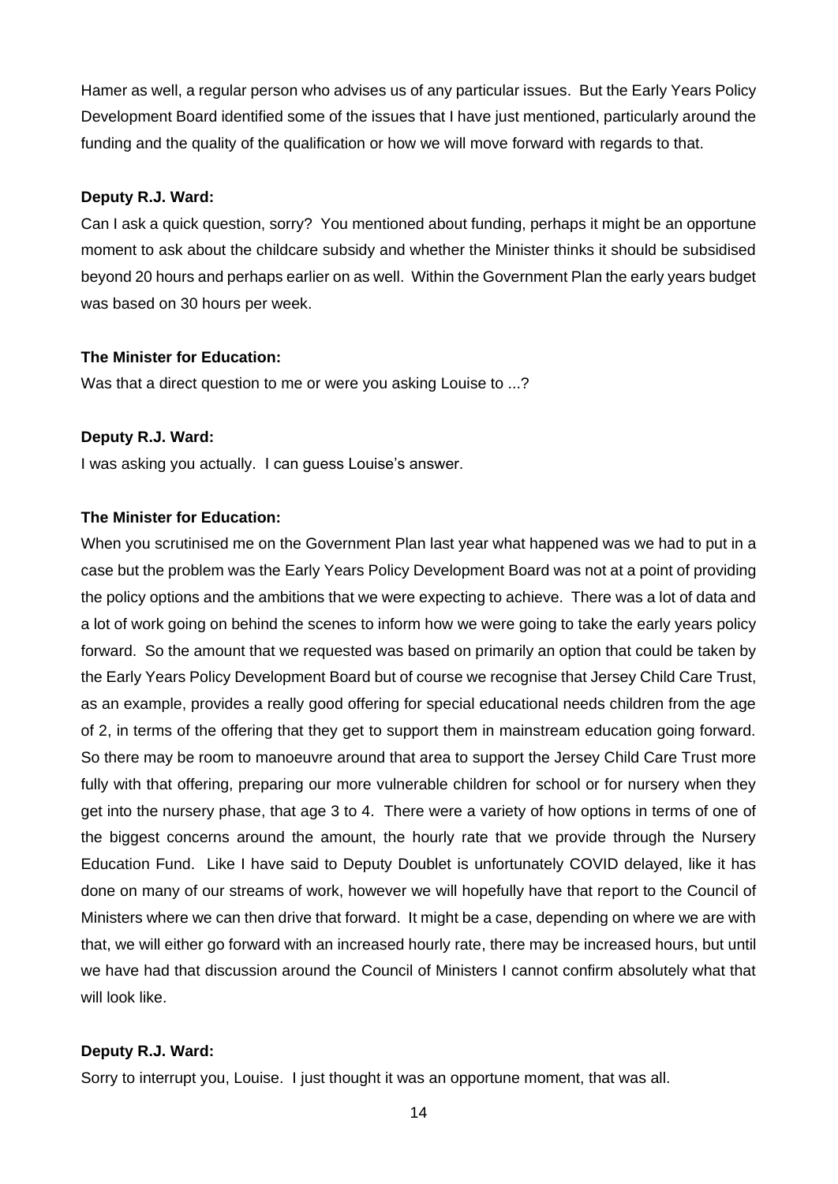Hamer as well, a regular person who advises us of any particular issues. But the Early Years Policy Development Board identified some of the issues that I have just mentioned, particularly around the funding and the quality of the qualification or how we will move forward with regards to that.

**Deputy R.J. Ward:**

Can I ask a quick question, sorry? You mentioned about funding, perhaps it might be an opportune moment to ask about the childcare subsidy and whether the Minister thinks it should be subsidised beyond 20 hours and perhaps earlier on as well. Within the Government Plan the early years budget was based on 30 hours per week.

**The Minister for Education:**

Was that a direct question to me or were you asking Louise to ...?

**Deputy R.J. Ward:**

I was asking you actually. I can guess Louise's answer.

**The Minister for Education:**

When you scrutinised me on the Government Plan last year what happened was we had to put in a case but the problem was the Early Years Policy Development Board was not at a point of providing the policy options and the ambitions that we were expecting to achieve. There was a lot of data and a lot of work going on behind the scenes to inform how we were going to take the early years policy forward. So the amount that we requested was based on primarily an option that could be taken by the Early Years Policy Development Board but of course we recognise that Jersey Child Care Trust, as an example, provides a really good offering for special educational needs children from the age of 2, in terms of the offering that they get to support them in mainstream education going forward. So there may be room to manoeuvre around that area to support the Jersey Child Care Trust more fully with that offering, preparing our more vulnerable children for school or for nursery when they get into the nursery phase, that age 3 to 4. There were a variety of how options in terms of one of the biggest concerns around the amount, the hourly rate that we provide through the Nursery Education Fund. Like I have said to Deputy Doublet is unfortunately COVID delayed, like it has done on many of our streams of work, however we will hopefully have that report to the Council of Ministers where we can then drive that forward. It might be a case, depending on where we are with that, we will either go forward with an increased hourly rate, there may be increased hours, but until we have had that discussion around the Council of Ministers I cannot confirm absolutely what that will look like.

**Deputy R.J. Ward:**

Sorry to interrupt you, Louise. I just thought it was an opportune moment, that was all.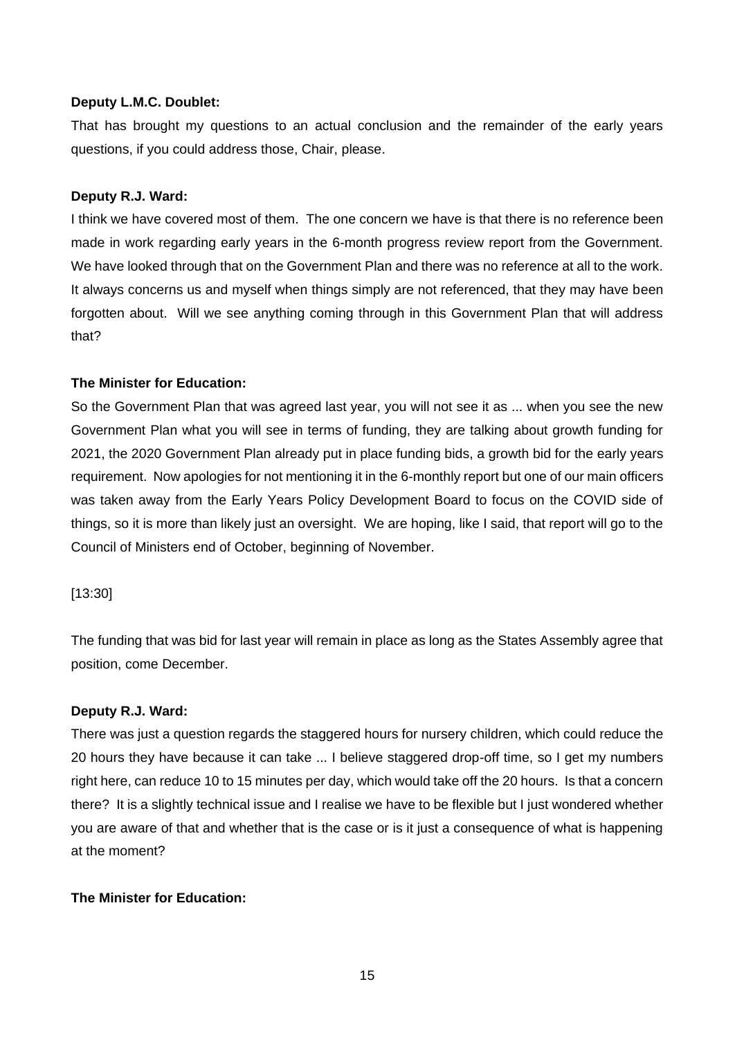**Deputy L.M.C. Doublet:**

That has brought my questions to an actual conclusion and the remainder of the early years questions, if you could address those, Chair, please.

**Deputy R.J. Ward:**

I think we have covered most of them. The one concern we have is that there is no reference been made in work regarding early years in the 6-month progress review report from the Government. We have looked through that on the Government Plan and there was no reference at all to the work. It always concerns us and myself when things simply are not referenced, that they may have been forgotten about. Will we see anything coming through in this Government Plan that will address that?

**The Minister for Education:**

So the Government Plan that was agreed last year, you will not see it as ... when you see the new Government Plan what you will see in terms of funding, they are talking about growth funding for 2021, the 2020 Government Plan already put in place funding bids, a growth bid for the early years requirement. Now apologies for not mentioning it in the 6-monthly report but one of our main officers was taken away from the Early Years Policy Development Board to focus on the COVID side of things, so it is more than likely just an oversight. We are hoping, like I said, that report will go to the Council of Ministers end of October, beginning of November.

[13:30]

The funding that was bid for last year will remain in place as long as the States Assembly agree that position, come December.

**Deputy R.J. Ward:**

There was just a question regards the staggered hours for nursery children, which could reduce the 20 hours they have because it can take ... I believe staggered drop-off time, so I get my numbers right here, can reduce 10 to 15 minutes per day, which would take off the 20 hours. Is that a concern there? It is a slightly technical issue and I realise we have to be flexible but I just wondered whether you are aware of that and whether that is the case or is it just a consequence of what is happening at the moment?

**The Minister for Education:**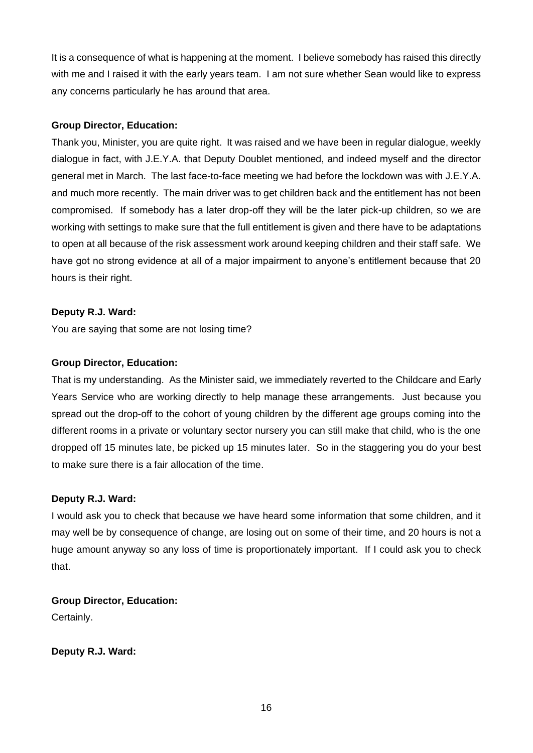It is a consequence of what is happening at the moment. I believe somebody has raised this directly with me and I raised it with the early years team. I am not sure whether Sean would like to express any concerns particularly he has around that area.

**Group Director, Education:**

Thank you, Minister, you are quite right. It was raised and we have been in regular dialogue, weekly dialogue in fact, with J.E.Y.A. that Deputy Doublet mentioned, and indeed myself and the director general met in March. The last face-to-face meeting we had before the lockdown was with J.E.Y.A. and much more recently. The main driver was to get children back and the entitlement has not been compromised. If somebody has a later drop-off they will be the later pick-up children, so we are working with settings to make sure that the full entitlement is given and there have to be adaptations to open at all because of the risk assessment work around keeping children and their staff safe. We have got no strong evidence at all of a major impairment to anyone's entitlement because that 20 hours is their right.

**Deputy R.J. Ward:**

You are saying that some are not losing time?

**Group Director, Education:**

That is my understanding. As the Minister said, we immediately reverted to the Childcare and Early Years Service who are working directly to help manage these arrangements. Just because you spread out the drop-off to the cohort of young children by the different age groups coming into the different rooms in a private or voluntary sector nursery you can still make that child, who is the one dropped off 15 minutes late, be picked up 15 minutes later. So in the staggering you do your best to make sure there is a fair allocation of the time.

**Deputy R.J. Ward:**

I would ask you to check that because we have heard some information that some children, and it may well be by consequence of change, are losing out on some of their time, and 20 hours is not a huge amount anyway so any loss of time is proportionately important. If I could ask you to check that.

**Group Director, Education:**

Certainly.

**Deputy R.J. Ward:**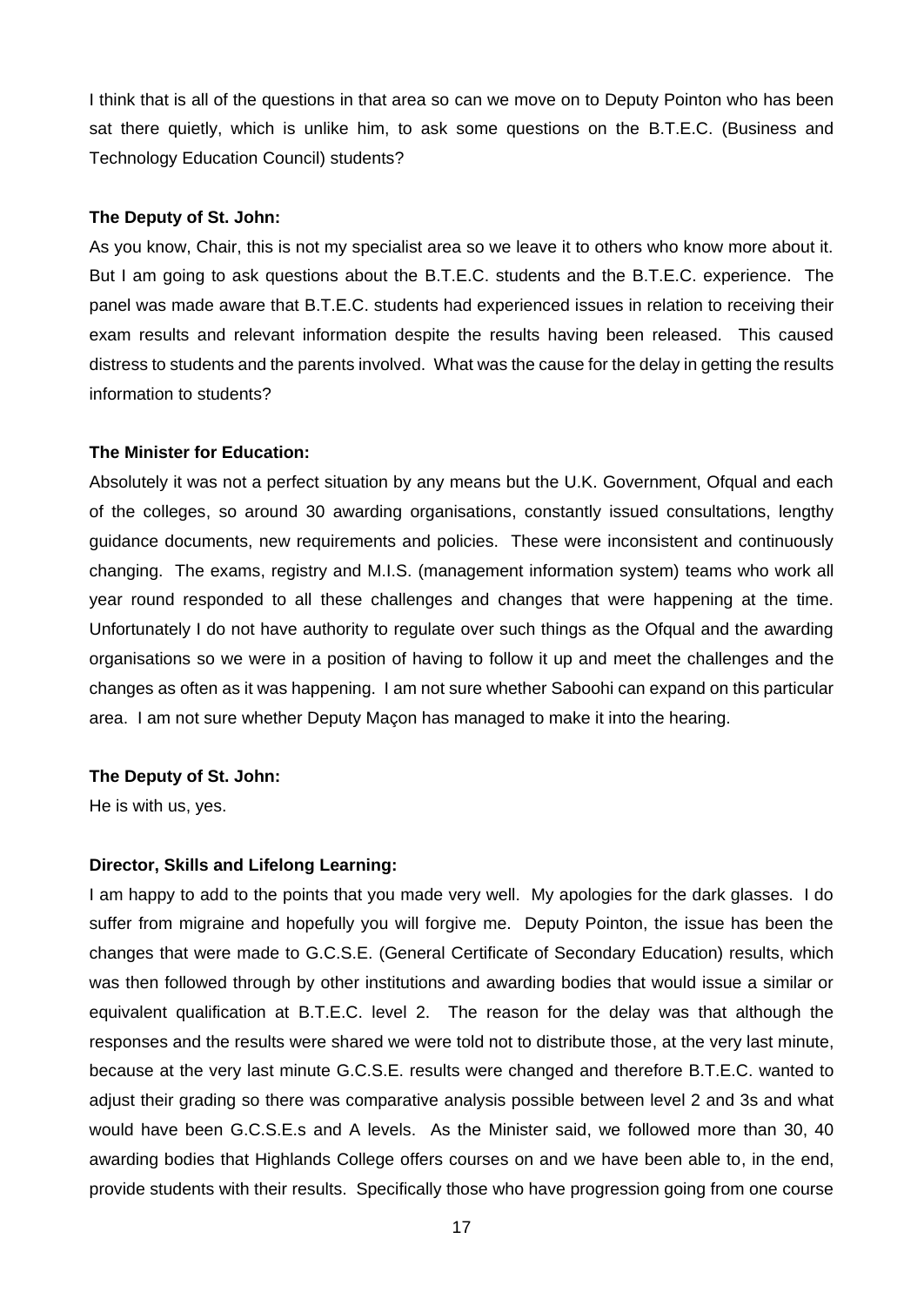I think that is all of the questions in that area so can we move on to Deputy Pointon who has been sat there quietly, which is unlike him, to ask some questions on the B.T.E.C. (Business and Technology Education Council) students?

**The Deputy of St. John:**

As you know, Chair, this is not my specialist area so we leave it to others who know more about it. But I am going to ask questions about the B.T.E.C. students and the B.T.E.C. experience. The panel was made aware that B.T.E.C. students had experienced issues in relation to receiving their exam results and relevant information despite the results having been released. This caused distress to students and the parents involved. What was the cause for the delay in getting the results information to students?

**The Minister for Education:**

Absolutely it was not a perfect situation by any means but the U.K. Government, Ofqual and each of the colleges, so around 30 awarding organisations, constantly issued consultations, lengthy guidance documents, new requirements and policies. These were inconsistent and continuously changing. The exams, registry and M.I.S. (management information system) teams who work all year round responded to all these challenges and changes that were happening at the time. Unfortunately I do not have authority to regulate over such things as the Ofqual and the awarding organisations so we were in a position of having to follow it up and meet the challenges and the changes as often as it was happening. I am not sure whether Saboohi can expand on this particular area. I am not sure whether Deputy Maçon has managed to make it into the hearing.

**The Deputy of St. John:**

He is with us, yes.

**Director, Skills and Lifelong Learning:**

I am happy to add to the points that you made very well. My apologies for the dark glasses. I do suffer from migraine and hopefully you will forgive me. Deputy Pointon, the issue has been the changes that were made to G.C.S.E. (General Certificate of Secondary Education) results, which was then followed through by other institutions and awarding bodies that would issue a similar or equivalent qualification at B.T.E.C. level 2. The reason for the delay was that although the responses and the results were shared we were told not to distribute those, at the very last minute, because at the very last minute G.C.S.E. results were changed and therefore B.T.E.C. wanted to adjust their grading so there was comparative analysis possible between level 2 and 3s and what would have been G.C.S.E.s and A levels. As the Minister said, we followed more than 30, 40 awarding bodies that Highlands College offers courses on and we have been able to, in the end, provide students with their results. Specifically those who have progression going from one course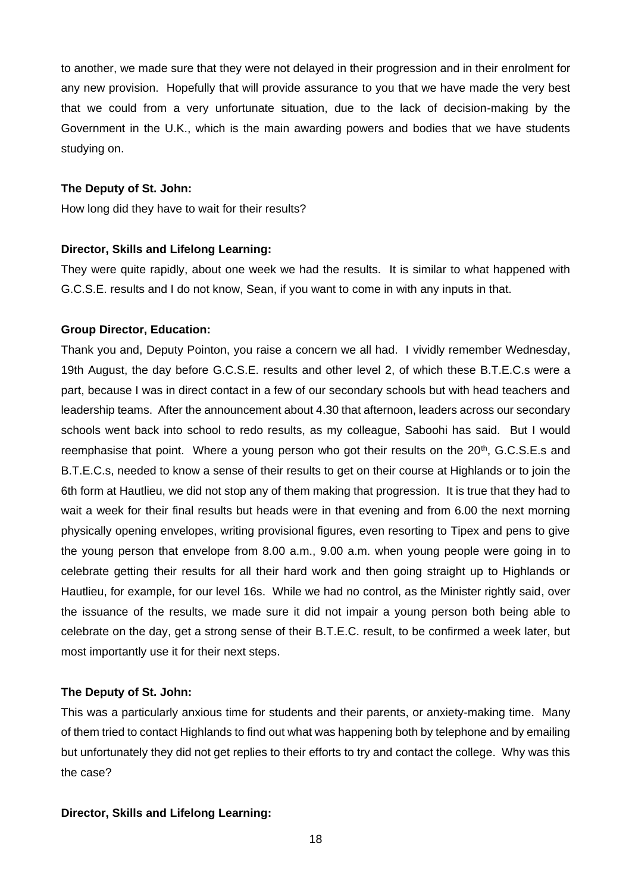to another, we made sure that they were not delayed in their progression and in their enrolment for any new provision. Hopefully that will provide assurance to you that we have made the very best that we could from a very unfortunate situation, due to the lack of decision-making by the Government in the U.K., which is the main awarding powers and bodies that we have students studying on.

**The Deputy of St. John:**

How long did they have to wait for their results?

**Director, Skills and Lifelong Learning:**

They were quite rapidly, about one week we had the results. It is similar to what happened with G.C.S.E. results and I do not know, Sean, if you want to come in with any inputs in that.

**Group Director, Education:**

Thank you and, Deputy Pointon, you raise a concern we all had. I vividly remember Wednesday, 19th August, the day before G.C.S.E. results and other level 2, of which these B.T.E.C.s were a part, because I was in direct contact in a few of our secondary schools but with head teachers and leadership teams. After the announcement about 4.30 that afternoon, leaders across our secondary schools went back into school to redo results, as my colleague, Saboohi has said. But I would reemphasise that point. Where a young person who got their results on the 20th, G.C.S.E.s and B.T.E.C.s, needed to know a sense of their results to get on their course at Highlands or to join the 6th form at Hautlieu, we did not stop any of them making that progression. It is true that they had to wait a week for their final results but heads were in that evening and from 6.00 the next morning physically opening envelopes, writing provisional figures, even resorting to Tipex and pens to give the young person that envelope from 8.00 a.m., 9.00 a.m. when young people were going in to celebrate getting their results for all their hard work and then going straight up to Highlands or Hautlieu, for example, for our level 16s. While we had no control, as the Minister rightly said, over the issuance of the results, we made sure it did not impair a young person both being able to celebrate on the day, get a strong sense of their B.T.E.C. result, to be confirmed a week later, but most importantly use it for their next steps.

**The Deputy of St. John:**

This was a particularly anxious time for students and their parents, or anxiety-making time. Many of them tried to contact Highlands to find out what was happening both by telephone and by emailing but unfortunately they did not get replies to their efforts to try and contact the college. Why was this the case?

**Director, Skills and Lifelong Learning:**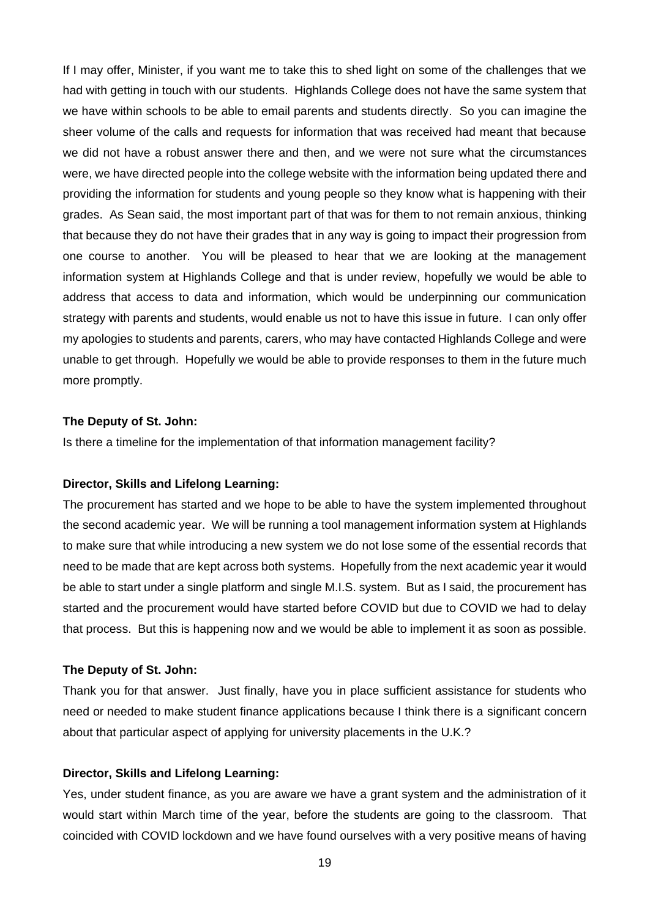If I may offer, Minister, if you want me to take this to shed light on some of the challenges that we had with getting in touch with our students. Highlands College does not have the same system that we have within schools to be able to email parents and students directly. So you can imagine the sheer volume of the calls and requests for information that was received had meant that because we did not have a robust answer there and then, and we were not sure what the circumstances were, we have directed people into the college website with the information being updated there and providing the information for students and young people so they know what is happening with their grades. As Sean said, the most important part of that was for them to not remain anxious, thinking that because they do not have their grades that in any way is going to impact their progression from one course to another. You will be pleased to hear that we are looking at the management information system at Highlands College and that is under review, hopefully we would be able to address that access to data and information, which would be underpinning our communication strategy with parents and students, would enable us not to have this issue in future. I can only offer my apologies to students and parents, carers, who may have contacted Highlands College and were unable to get through. Hopefully we would be able to provide responses to them in the future much more promptly.

**The Deputy of St. John:**

Is there a timeline for the implementation of that information management facility?

**Director, Skills and Lifelong Learning:**

The procurement has started and we hope to be able to have the system implemented throughout the second academic year. We will be running a tool management information system at Highlands to make sure that while introducing a new system we do not lose some of the essential records that need to be made that are kept across both systems. Hopefully from the next academic year it would be able to start under a single platform and single M.I.S. system. But as I said, the procurement has started and the procurement would have started before COVID but due to COVID we had to delay that process. But this is happening now and we would be able to implement it as soon as possible.

**The Deputy of St. John:**

Thank you for that answer. Just finally, have you in place sufficient assistance for students who need or needed to make student finance applications because I think there is a significant concern about that particular aspect of applying for university placements in the U.K.?

**Director, Skills and Lifelong Learning:**

Yes, under student finance, as you are aware we have a grant system and the administration of it would start within March time of the year, before the students are going to the classroom. That coincided with COVID lockdown and we have found ourselves with a very positive means of having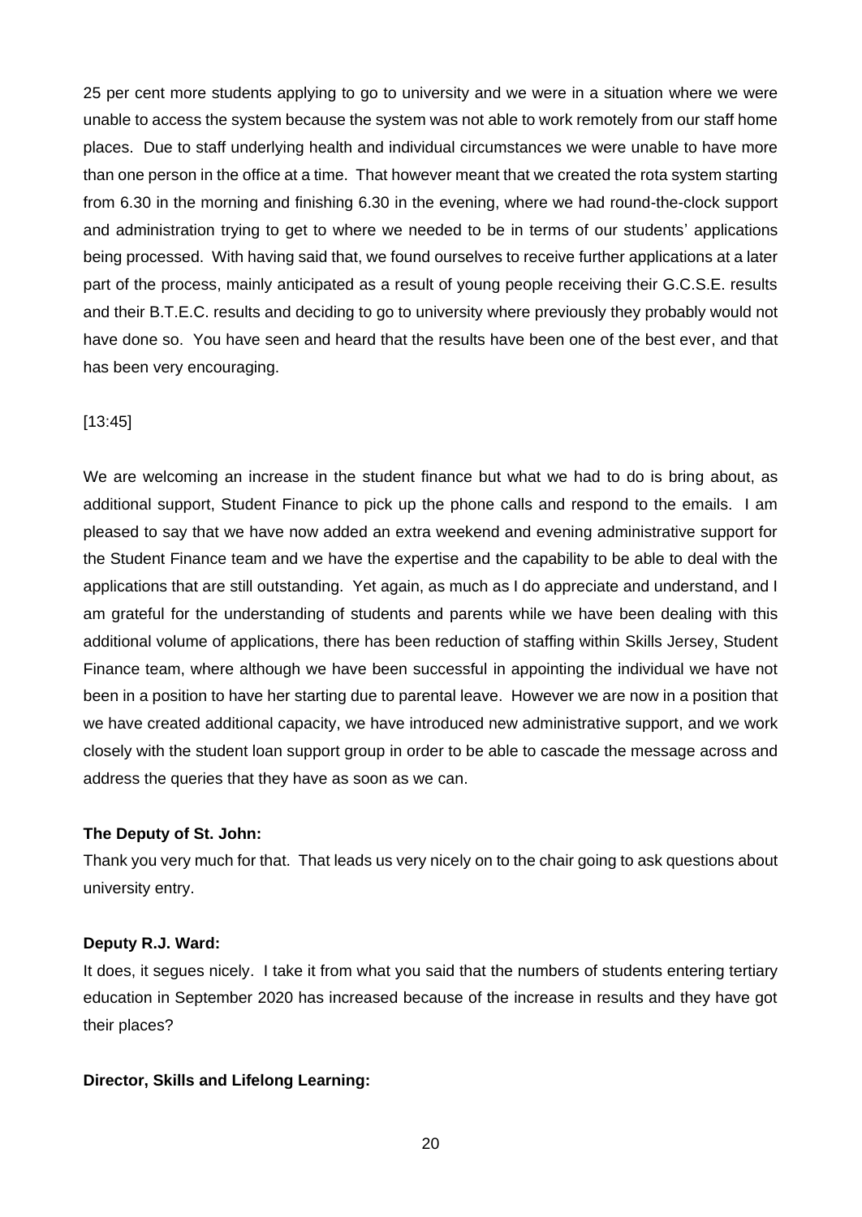25 per cent more students applying to go to university and we were in a situation where we were unable to access the system because the system was not able to work remotely from our staff home places. Due to staff underlying health and individual circumstances we were unable to have more than one person in the office at a time. That however meant that we created the rota system starting from 6.30 in the morning and finishing 6.30 in the evening, where we had round-the-clock support and administration trying to get to where we needed to be in terms of our students' applications being processed. With having said that, we found ourselves to receive further applications at a later part of the process, mainly anticipated as a result of young people receiving their G.C.S.E. results and their B.T.E.C. results and deciding to go to university where previously they probably would not have done so. You have seen and heard that the results have been one of the best ever, and that has been very encouraging.

[13:45]

We are welcoming an increase in the student finance but what we had to do is bring about, as additional support, Student Finance to pick up the phone calls and respond to the emails. I am pleased to say that we have now added an extra weekend and evening administrative support for the Student Finance team and we have the expertise and the capability to be able to deal with the applications that are still outstanding. Yet again, as much as I do appreciate and understand, and I am grateful for the understanding of students and parents while we have been dealing with this additional volume of applications, there has been reduction of staffing within Skills Jersey, Student Finance team, where although we have been successful in appointing the individual we have not been in a position to have her starting due to parental leave. However we are now in a position that we have created additional capacity, we have introduced new administrative support, and we work closely with the student loan support group in order to be able to cascade the message across and address the queries that they have as soon as we can.

**The Deputy of St. John:**

Thank you very much for that. That leads us very nicely on to the chair going to ask questions about university entry.

**Deputy R.J. Ward:**

It does, it segues nicely. I take it from what you said that the numbers of students entering tertiary education in September 2020 has increased because of the increase in results and they have got their places?

**Director, Skills and Lifelong Learning:**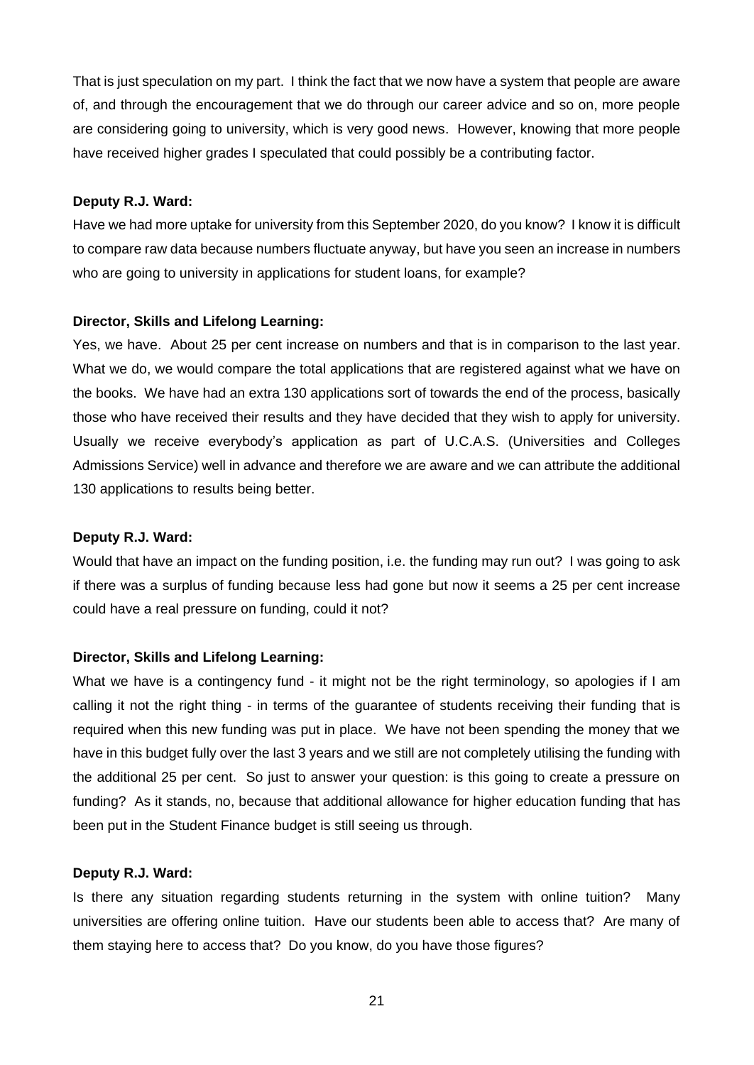That is just speculation on my part. I think the fact that we now have a system that people are aware of, and through the encouragement that we do through our career advice and so on, more people are considering going to university, which is very good news. However, knowing that more people have received higher grades I speculated that could possibly be a contributing factor.

**Deputy R.J. Ward:**

Have we had more uptake for university from this September 2020, do you know? I know it is difficult to compare raw data because numbers fluctuate anyway, but have you seen an increase in numbers who are going to university in applications for student loans, for example?

**Director, Skills and Lifelong Learning:**

Yes, we have. About 25 per cent increase on numbers and that is in comparison to the last year. What we do, we would compare the total applications that are registered against what we have on the books. We have had an extra 130 applications sort of towards the end of the process, basically those who have received their results and they have decided that they wish to apply for university. Usually we receive everybody's application as part of U.C.A.S. (Universities and Colleges Admissions Service) well in advance and therefore we are aware and we can attribute the additional 130 applications to results being better.

**Deputy R.J. Ward:**

Would that have an impact on the funding position, i.e. the funding may run out? I was going to ask if there was a surplus of funding because less had gone but now it seems a 25 per cent increase could have a real pressure on funding, could it not?

**Director, Skills and Lifelong Learning:**

What we have is a contingency fund - it might not be the right terminology, so apologies if I am calling it not the right thing - in terms of the guarantee of students receiving their funding that is required when this new funding was put in place. We have not been spending the money that we have in this budget fully over the last 3 years and we still are not completely utilising the funding with the additional 25 per cent. So just to answer your question: is this going to create a pressure on funding? As it stands, no, because that additional allowance for higher education funding that has been put in the Student Finance budget is still seeing us through.

**Deputy R.J. Ward:**

Is there any situation regarding students returning in the system with online tuition? Many universities are offering online tuition. Have our students been able to access that? Are many of them staying here to access that? Do you know, do you have those figures?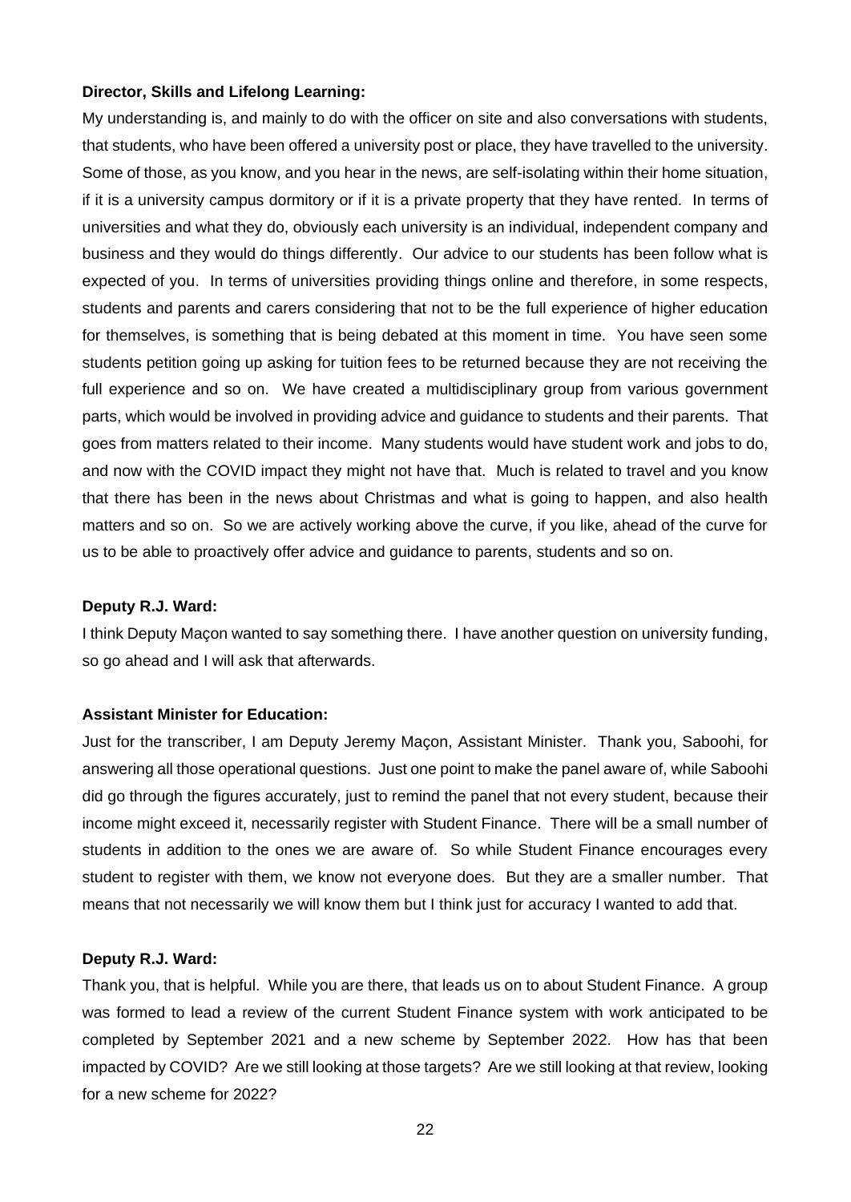**Director, Skills and Lifelong Learning:**

My understanding is, and mainly to do with the officer on site and also conversations with students, that students, who have been offered a university post or place, they have travelled to the university. Some of those, as you know, and you hear in the news, are self-isolating within their home situation, if it is a university campus dormitory or if it is a private property that they have rented. In terms of universities and what they do, obviously each university is an individual, independent company and business and they would do things differently. Our advice to our students has been follow what is expected of you. In terms of universities providing things online and therefore, in some respects, students and parents and carers considering that not to be the full experience of higher education for themselves, is something that is being debated at this moment in time. You have seen some students petition going up asking for tuition fees to be returned because they are not receiving the full experience and so on. We have created a multidisciplinary group from various government parts, which would be involved in providing advice and guidance to students and their parents. That goes from matters related to their income. Many students would have student work and jobs to do, and now with the COVID impact they might not have that. Much is related to travel and you know that there has been in the news about Christmas and what is going to happen, and also health matters and so on. So we are actively working above the curve, if you like, ahead of the curve for us to be able to proactively offer advice and guidance to parents, students and so on.

**Deputy R.J. Ward:**

I think Deputy Maçon wanted to say something there. I have another question on university funding, so go ahead and I will ask that afterwards.

**Assistant Minister for Education:**

Just for the transcriber, I am Deputy Jeremy Maçon, Assistant Minister. Thank you, Saboohi, for answering all those operational questions. Just one point to make the panel aware of, while Saboohi did go through the figures accurately, just to remind the panel that not every student, because their income might exceed it, necessarily register with Student Finance. There will be a small number of students in addition to the ones we are aware of. So while Student Finance encourages every student to register with them, we know not everyone does. But they are a smaller number. That means that not necessarily we will know them but I think just for accuracy I wanted to add that.

**Deputy R.J. Ward:**

Thank you, that is helpful. While you are there, that leads us on to about Student Finance. A group was formed to lead a review of the current Student Finance system with work anticipated to be completed by September 2021 and a new scheme by September 2022. How has that been impacted by COVID? Are we still looking at those targets? Are we still looking at that review, looking for a new scheme for 2022?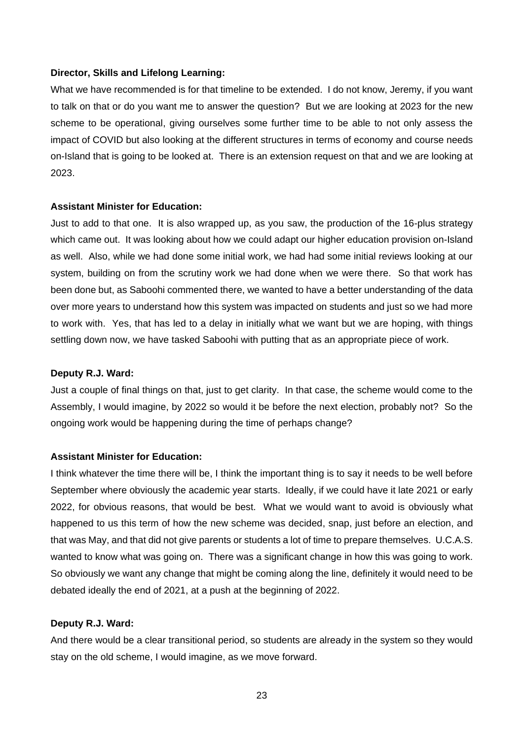**Director, Skills and Lifelong Learning:**

What we have recommended is for that timeline to be extended. I do not know, Jeremy, if you want to talk on that or do you want me to answer the question? But we are looking at 2023 for the new scheme to be operational, giving ourselves some further time to be able to not only assess the impact of COVID but also looking at the different structures in terms of economy and course needs on-Island that is going to be looked at. There is an extension request on that and we are looking at 2023.

**Assistant Minister for Education:**

Just to add to that one. It is also wrapped up, as you saw, the production of the 16-plus strategy which came out. It was looking about how we could adapt our higher education provision on-Island as well. Also, while we had done some initial work, we had had some initial reviews looking at our system, building on from the scrutiny work we had done when we were there. So that work has been done but, as Saboohi commented there, we wanted to have a better understanding of the data over more years to understand how this system was impacted on students and just so we had more to work with. Yes, that has led to a delay in initially what we want but we are hoping, with things settling down now, we have tasked Saboohi with putting that as an appropriate piece of work.

**Deputy R.J. Ward:**

Just a couple of final things on that, just to get clarity. In that case, the scheme would come to the Assembly, I would imagine, by 2022 so would it be before the next election, probably not? So the ongoing work would be happening during the time of perhaps change?

**Assistant Minister for Education:**

I think whatever the time there will be, I think the important thing is to say it needs to be well before September where obviously the academic year starts. Ideally, if we could have it late 2021 or early 2022, for obvious reasons, that would be best. What we would want to avoid is obviously what happened to us this term of how the new scheme was decided, snap, just before an election, and that was May, and that did not give parents or students a lot of time to prepare themselves. U.C.A.S. wanted to know what was going on. There was a significant change in how this was going to work. So obviously we want any change that might be coming along the line, definitely it would need to be debated ideally the end of 2021, at a push at the beginning of 2022.

**Deputy R.J. Ward:**

And there would be a clear transitional period, so students are already in the system so they would stay on the old scheme, I would imagine, as we move forward.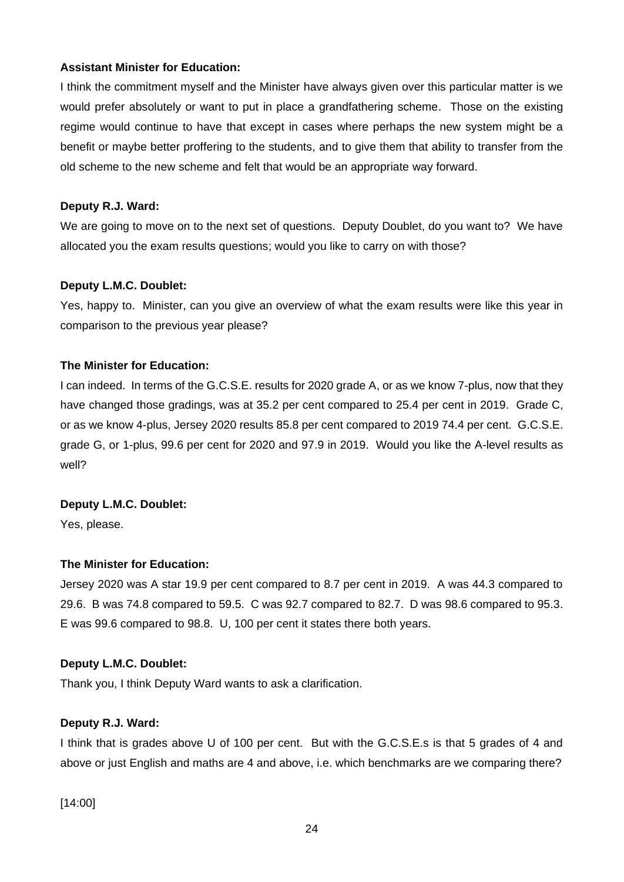**Assistant Minister for Education:**

I think the commitment myself and the Minister have always given over this particular matter is we would prefer absolutely or want to put in place a grandfathering scheme. Those on the existing regime would continue to have that except in cases where perhaps the new system might be a benefit or maybe better proffering to the students, and to give them that ability to transfer from the old scheme to the new scheme and felt that would be an appropriate way forward.

**Deputy R.J. Ward:**

We are going to move on to the next set of questions. Deputy Doublet, do you want to? We have allocated you the exam results questions; would you like to carry on with those?

**Deputy L.M.C. Doublet:**

Yes, happy to. Minister, can you give an overview of what the exam results were like this year in comparison to the previous year please?

**The Minister for Education:**

I can indeed. In terms of the G.C.S.E. results for 2020 grade A, or as we know 7-plus, now that they have changed those gradings, was at 35.2 per cent compared to 25.4 per cent in 2019. Grade C, or as we know 4-plus, Jersey 2020 results 85.8 per cent compared to 2019 74.4 per cent. G.C.S.E. grade G, or 1-plus, 99.6 per cent for 2020 and 97.9 in 2019. Would you like the A-level results as well?

**Deputy L.M.C. Doublet:**

Yes, please.

**The Minister for Education:**

Jersey 2020 was A star 19.9 per cent compared to 8.7 per cent in 2019. A was 44.3 compared to 29.6. B was 74.8 compared to 59.5. C was 92.7 compared to 82.7. D was 98.6 compared to 95.3. E was 99.6 compared to 98.8. U, 100 per cent it states there both years.

**Deputy L.M.C. Doublet:**

Thank you, I think Deputy Ward wants to ask a clarification.

**Deputy R.J. Ward:**

I think that is grades above U of 100 per cent. But with the G.C.S.E.s is that 5 grades of 4 and above or just English and maths are 4 and above, i.e. which benchmarks are we comparing there?

[14:00]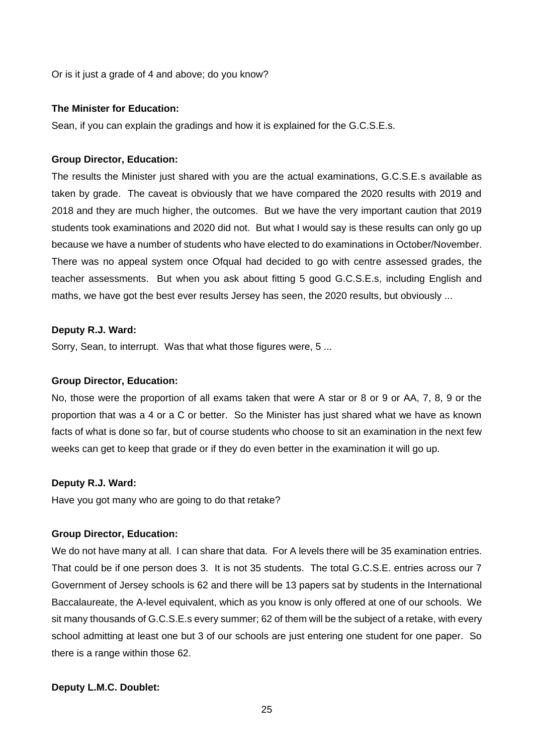Or is it just a grade of 4 and above; do you know?

**The Minister for Education:**

Sean, if you can explain the gradings and how it is explained for the G.C.S.E.s.

**Group Director, Education:**

The results the Minister just shared with you are the actual examinations, G.C.S.E.s available as taken by grade. The caveat is obviously that we have compared the 2020 results with 2019 and 2018 and they are much higher, the outcomes. But we have the very important caution that 2019 students took examinations and 2020 did not. But what I would say is these results can only go up because we have a number of students who have elected to do examinations in October/November. There was no appeal system once Ofqual had decided to go with centre assessed grades, the teacher assessments. But when you ask about fitting 5 good G.C.S.E.s, including English and maths, we have got the best ever results Jersey has seen, the 2020 results, but obviously ...

**Deputy R.J. Ward:**

Sorry, Sean, to interrupt. Was that what those figures were, 5 ...

**Group Director, Education:**

No, those were the proportion of all exams taken that were A star or 8 or 9 or AA, 7, 8, 9 or the proportion that was a 4 or a C or better. So the Minister has just shared what we have as known facts of what is done so far, but of course students who choose to sit an examination in the next few weeks can get to keep that grade or if they do even better in the examination it will go up.

**Deputy R.J. Ward:**

Have you got many who are going to do that retake?

**Group Director, Education:**

We do not have many at all. I can share that data. For A levels there will be 35 examination entries. That could be if one person does 3. It is not 35 students. The total G.C.S.E. entries across our 7 Government of Jersey schools is 62 and there will be 13 papers sat by students in the International Baccalaureate, the A-level equivalent, which as you know is only offered at one of our schools. We sit many thousands of G.C.S.E.s every summer; 62 of them will be the subject of a retake, with every school admitting at least one but 3 of our schools are just entering one student for one paper. So there is a range within those 62.

**Deputy L.M.C. Doublet:**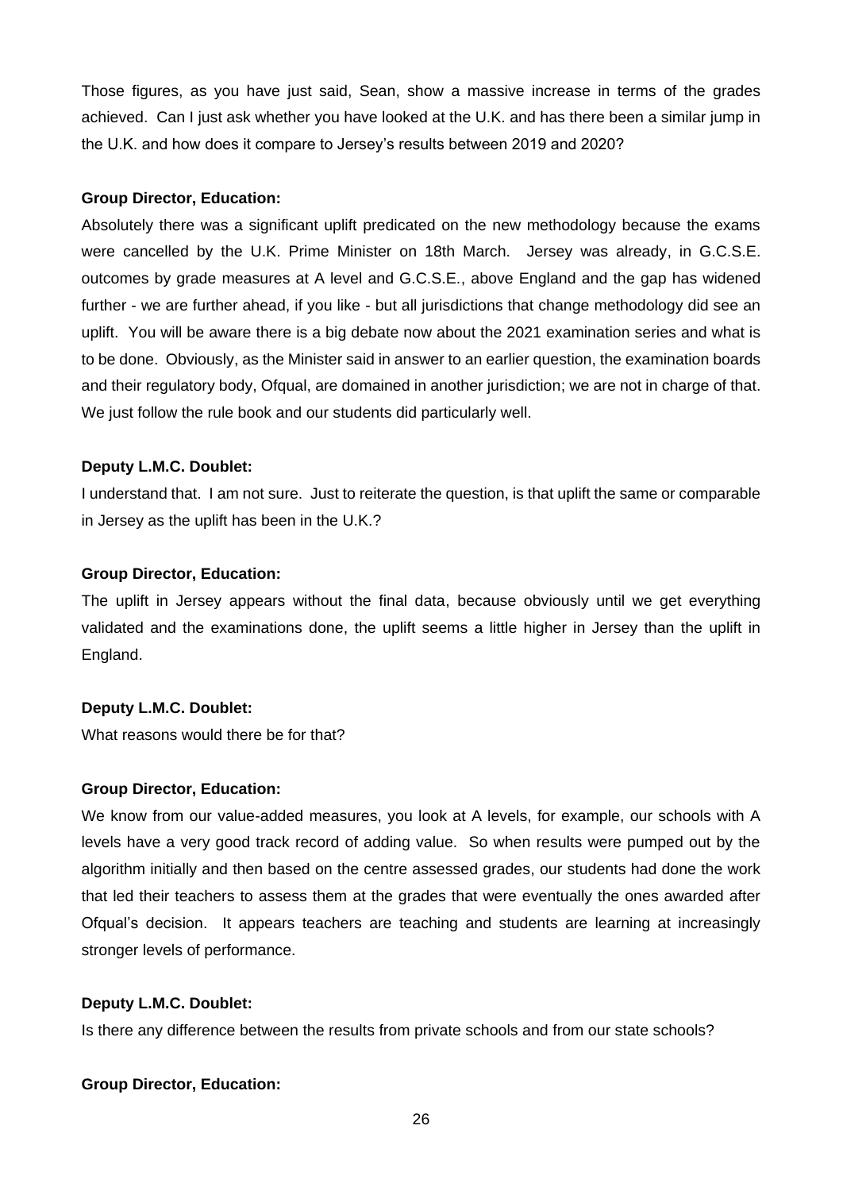Those figures, as you have just said, Sean, show a massive increase in terms of the grades achieved. Can I just ask whether you have looked at the U.K. and has there been a similar jump in the U.K. and how does it compare to Jersey's results between 2019 and 2020?

**Group Director, Education:**

Absolutely there was a significant uplift predicated on the new methodology because the exams were cancelled by the U.K. Prime Minister on 18th March. Jersey was already, in G.C.S.E. outcomes by grade measures at A level and G.C.S.E., above England and the gap has widened further - we are further ahead, if you like - but all jurisdictions that change methodology did see an uplift. You will be aware there is a big debate now about the 2021 examination series and what is to be done. Obviously, as the Minister said in answer to an earlier question, the examination boards and their regulatory body, Ofqual, are domained in another jurisdiction; we are not in charge of that. We just follow the rule book and our students did particularly well.

**Deputy L.M.C. Doublet:**

I understand that. I am not sure. Just to reiterate the question, is that uplift the same or comparable in Jersey as the uplift has been in the U.K.?

**Group Director, Education:**

The uplift in Jersey appears without the final data, because obviously until we get everything validated and the examinations done, the uplift seems a little higher in Jersey than the uplift in England.

**Deputy L.M.C. Doublet:**

What reasons would there be for that?

**Group Director, Education:**

We know from our value-added measures, you look at A levels, for example, our schools with A levels have a very good track record of adding value. So when results were pumped out by the algorithm initially and then based on the centre assessed grades, our students had done the work that led their teachers to assess them at the grades that were eventually the ones awarded after Ofqual's decision. It appears teachers are teaching and students are learning at increasingly stronger levels of performance.

**Deputy L.M.C. Doublet:**

Is there any difference between the results from private schools and from our state schools?

**Group Director, Education:**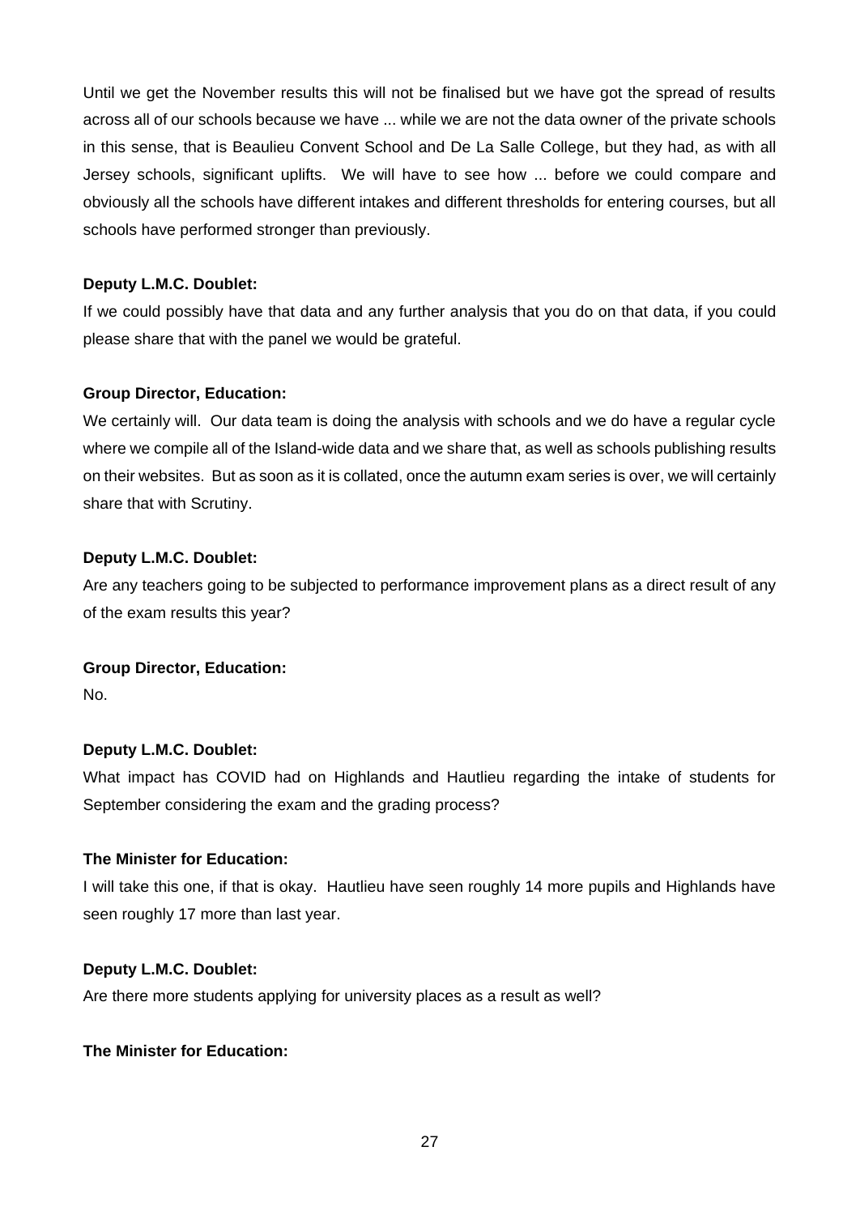Until we get the November results this will not be finalised but we have got the spread of results across all of our schools because we have ... while we are not the data owner of the private schools in this sense, that is Beaulieu Convent School and De La Salle College, but they had, as with all Jersey schools, significant uplifts. We will have to see how ... before we could compare and obviously all the schools have different intakes and different thresholds for entering courses, but all schools have performed stronger than previously.

**Deputy L.M.C. Doublet:**

If we could possibly have that data and any further analysis that you do on that data, if you could please share that with the panel we would be grateful.

**Group Director, Education:**

We certainly will. Our data team is doing the analysis with schools and we do have a regular cycle where we compile all of the Island-wide data and we share that, as well as schools publishing results on their websites. But as soon as it is collated, once the autumn exam series is over, we will certainly share that with Scrutiny.

**Deputy L.M.C. Doublet:**

Are any teachers going to be subjected to performance improvement plans as a direct result of any of the exam results this year?

**Group Director, Education:**

No.

**Deputy L.M.C. Doublet:**

What impact has COVID had on Highlands and Hautlieu regarding the intake of students for September considering the exam and the grading process?

**The Minister for Education:**

I will take this one, if that is okay. Hautlieu have seen roughly 14 more pupils and Highlands have seen roughly 17 more than last year.

**Deputy L.M.C. Doublet:**

Are there more students applying for university places as a result as well?

**The Minister for Education:**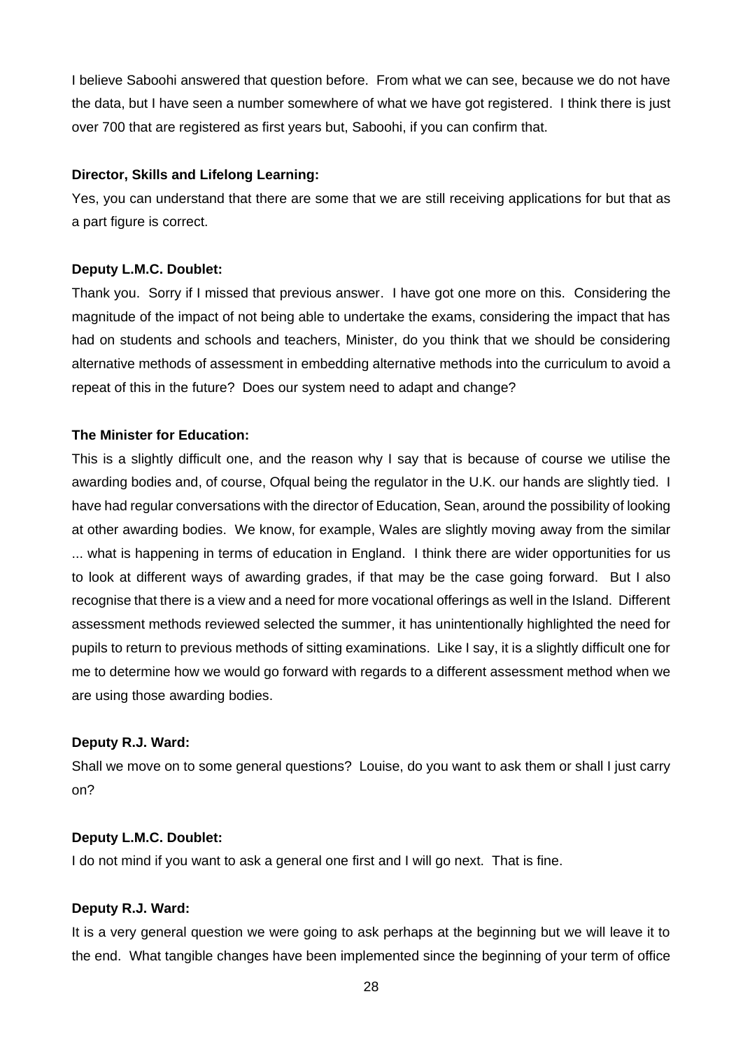I believe Saboohi answered that question before. From what we can see, because we do not have the data, but I have seen a number somewhere of what we have got registered. I think there is just over 700 that are registered as first years but, Saboohi, if you can confirm that.

**Director, Skills and Lifelong Learning:**

Yes, you can understand that there are some that we are still receiving applications for but that as a part figure is correct.

**Deputy L.M.C. Doublet:**

Thank you. Sorry if I missed that previous answer. I have got one more on this. Considering the magnitude of the impact of not being able to undertake the exams, considering the impact that has had on students and schools and teachers, Minister, do you think that we should be considering alternative methods of assessment in embedding alternative methods into the curriculum to avoid a repeat of this in the future? Does our system need to adapt and change?

**The Minister for Education:**

This is a slightly difficult one, and the reason why I say that is because of course we utilise the awarding bodies and, of course, Ofqual being the regulator in the U.K. our hands are slightly tied. I have had regular conversations with the director of Education, Sean, around the possibility of looking at other awarding bodies. We know, for example, Wales are slightly moving away from the similar ... what is happening in terms of education in England. I think there are wider opportunities for us to look at different ways of awarding grades, if that may be the case going forward. But I also recognise that there is a view and a need for more vocational offerings as well in the Island. Different assessment methods reviewed selected the summer, it has unintentionally highlighted the need for pupils to return to previous methods of sitting examinations. Like I say, it is a slightly difficult one for me to determine how we would go forward with regards to a different assessment method when we are using those awarding bodies.

**Deputy R.J. Ward:**

Shall we move on to some general questions? Louise, do you want to ask them or shall I just carry on?

**Deputy L.M.C. Doublet:**

I do not mind if you want to ask a general one first and I will go next. That is fine.

**Deputy R.J. Ward:**

It is a very general question we were going to ask perhaps at the beginning but we will leave it to the end. What tangible changes have been implemented since the beginning of your term of office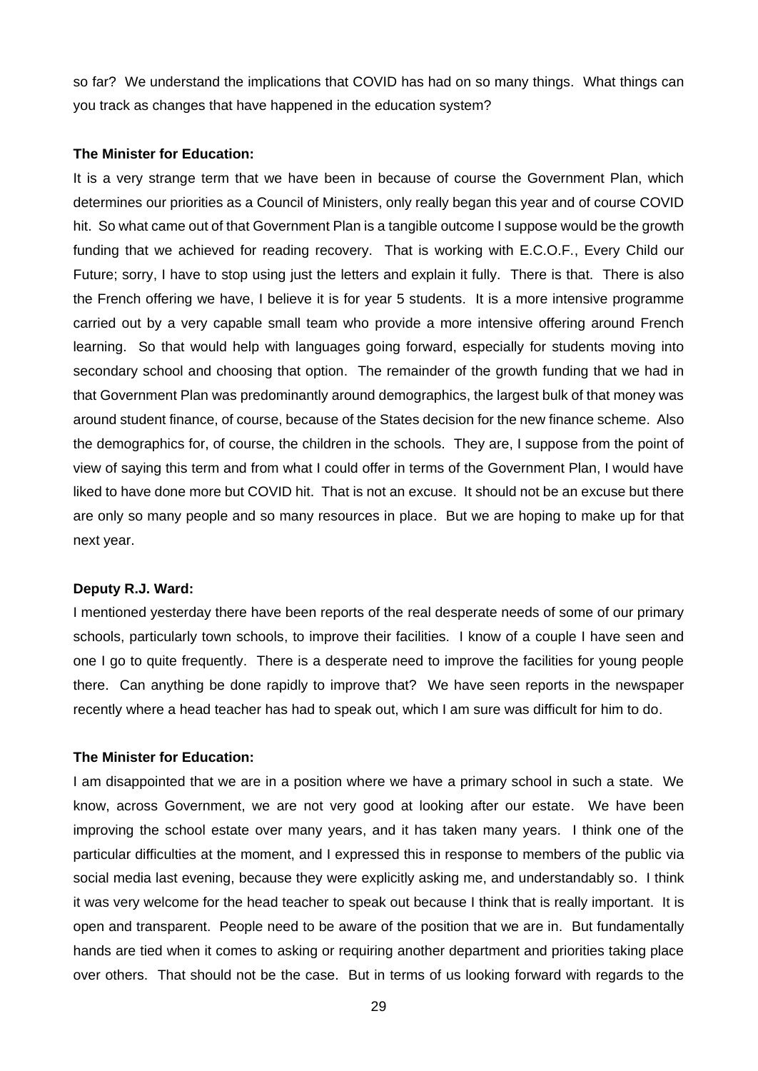so far? We understand the implications that COVID has had on so many things. What things can you track as changes that have happened in the education system?

**The Minister for Education:**

It is a very strange term that we have been in because of course the Government Plan, which determines our priorities as a Council of Ministers, only really began this year and of course COVID hit. So what came out of that Government Plan is a tangible outcome I suppose would be the growth funding that we achieved for reading recovery. That is working with E.C.O.F., Every Child our Future; sorry, I have to stop using just the letters and explain it fully. There is that. There is also the French offering we have, I believe it is for year 5 students. It is a more intensive programme carried out by a very capable small team who provide a more intensive offering around French learning. So that would help with languages going forward, especially for students moving into secondary school and choosing that option. The remainder of the growth funding that we had in that Government Plan was predominantly around demographics, the largest bulk of that money was around student finance, of course, because of the States decision for the new finance scheme. Also the demographics for, of course, the children in the schools. They are, I suppose from the point of view of saying this term and from what I could offer in terms of the Government Plan, I would have liked to have done more but COVID hit. That is not an excuse. It should not be an excuse but there are only so many people and so many resources in place. But we are hoping to make up for that next year.

**Deputy R.J. Ward:**

I mentioned yesterday there have been reports of the real desperate needs of some of our primary schools, particularly town schools, to improve their facilities. I know of a couple I have seen and one I go to quite frequently. There is a desperate need to improve the facilities for young people there. Can anything be done rapidly to improve that? We have seen reports in the newspaper recently where a head teacher has had to speak out, which I am sure was difficult for him to do.

**The Minister for Education:**

I am disappointed that we are in a position where we have a primary school in such a state. We know, across Government, we are not very good at looking after our estate. We have been improving the school estate over many years, and it has taken many years. I think one of the particular difficulties at the moment, and I expressed this in response to members of the public via social media last evening, because they were explicitly asking me, and understandably so. I think it was very welcome for the head teacher to speak out because I think that is really important. It is open and transparent. People need to be aware of the position that we are in. But fundamentally hands are tied when it comes to asking or requiring another department and priorities taking place over others. That should not be the case. But in terms of us looking forward with regards to the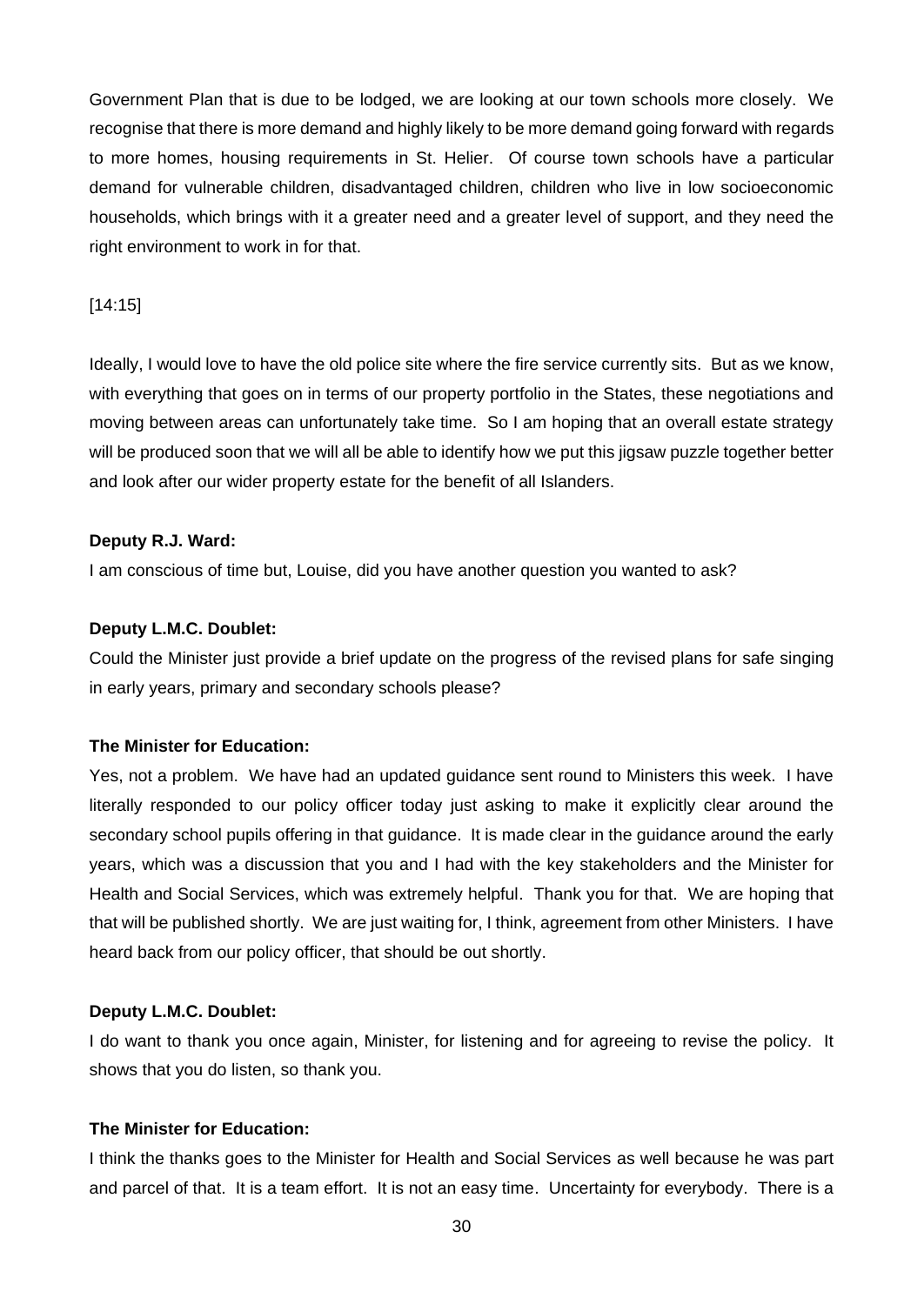Government Plan that is due to be lodged, we are looking at our town schools more closely. We recognise that there is more demand and highly likely to be more demand going forward with regards to more homes, housing requirements in St. Helier. Of course town schools have a particular demand for vulnerable children, disadvantaged children, children who live in low socioeconomic households, which brings with it a greater need and a greater level of support, and they need the right environment to work in for that.

[14:15]

Ideally, I would love to have the old police site where the fire service currently sits. But as we know, with everything that goes on in terms of our property portfolio in the States, these negotiations and moving between areas can unfortunately take time. So I am hoping that an overall estate strategy will be produced soon that we will all be able to identify how we put this jigsaw puzzle together better and look after our wider property estate for the benefit of all Islanders.

**Deputy R.J. Ward:**

I am conscious of time but, Louise, did you have another question you wanted to ask?

**Deputy L.M.C. Doublet:**

Could the Minister just provide a brief update on the progress of the revised plans for safe singing in early years, primary and secondary schools please?

**The Minister for Education:**

Yes, not a problem. We have had an updated guidance sent round to Ministers this week. I have literally responded to our policy officer today just asking to make it explicitly clear around the secondary school pupils offering in that guidance. It is made clear in the guidance around the early years, which was a discussion that you and I had with the key stakeholders and the Minister for Health and Social Services, which was extremely helpful. Thank you for that. We are hoping that that will be published shortly. We are just waiting for, I think, agreement from other Ministers. I have heard back from our policy officer, that should be out shortly.

**Deputy L.M.C. Doublet:**

I do want to thank you once again, Minister, for listening and for agreeing to revise the policy. It shows that you do listen, so thank you.

**The Minister for Education:**

I think the thanks goes to the Minister for Health and Social Services as well because he was part and parcel of that. It is a team effort. It is not an easy time. Uncertainty for everybody. There is a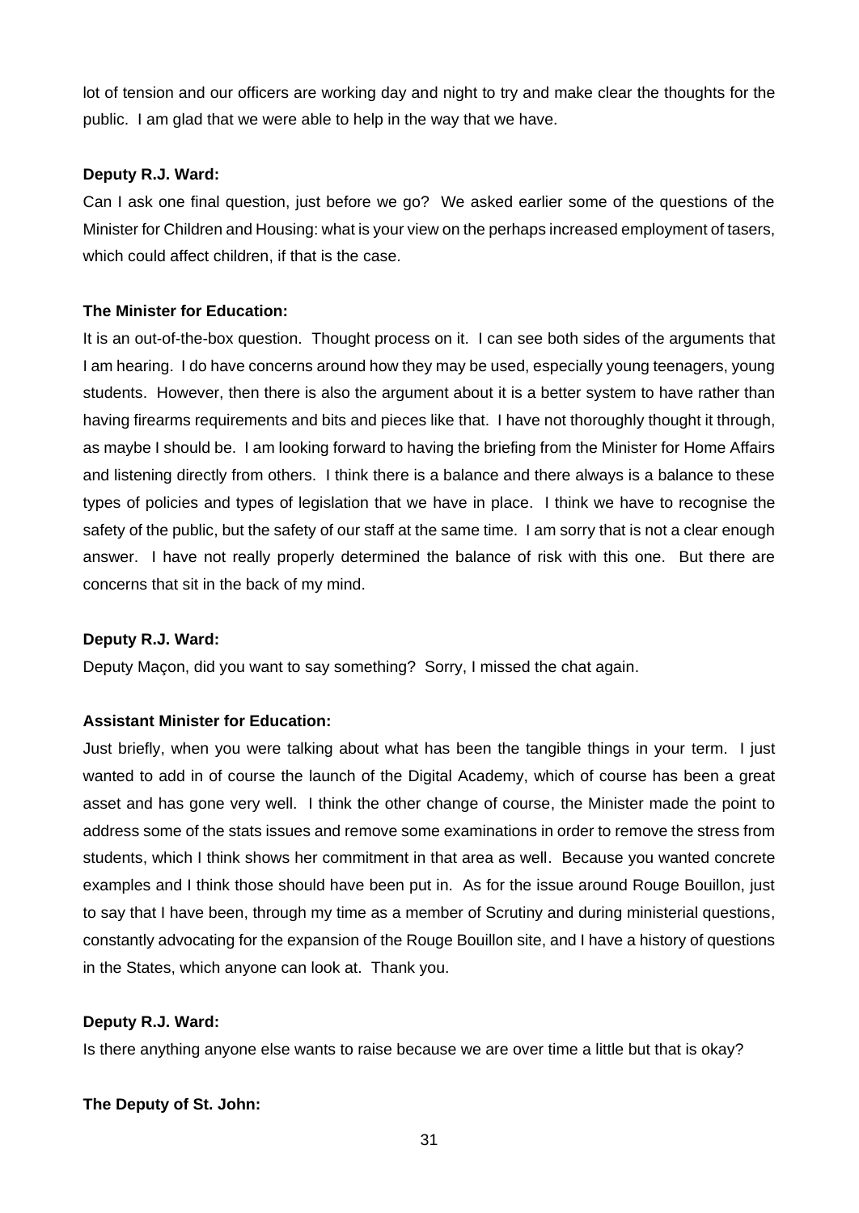lot of tension and our officers are working day and night to try and make clear the thoughts for the public. I am glad that we were able to help in the way that we have.

**Deputy R.J. Ward:**

Can I ask one final question, just before we go? We asked earlier some of the questions of the Minister for Children and Housing: what is your view on the perhaps increased employment of tasers, which could affect children, if that is the case.

**The Minister for Education:**

It is an out-of-the-box question. Thought process on it. I can see both sides of the arguments that I am hearing. I do have concerns around how they may be used, especially young teenagers, young students. However, then there is also the argument about it is a better system to have rather than having firearms requirements and bits and pieces like that. I have not thoroughly thought it through, as maybe I should be. I am looking forward to having the briefing from the Minister for Home Affairs and listening directly from others. I think there is a balance and there always is a balance to these types of policies and types of legislation that we have in place. I think we have to recognise the safety of the public, but the safety of our staff at the same time. I am sorry that is not a clear enough answer. I have not really properly determined the balance of risk with this one. But there are concerns that sit in the back of my mind.

**Deputy R.J. Ward:**

Deputy Maçon, did you want to say something? Sorry, I missed the chat again.

**Assistant Minister for Education:**

Just briefly, when you were talking about what has been the tangible things in your term. I just wanted to add in of course the launch of the Digital Academy, which of course has been a great asset and has gone very well. I think the other change of course, the Minister made the point to address some of the stats issues and remove some examinations in order to remove the stress from students, which I think shows her commitment in that area as well. Because you wanted concrete examples and I think those should have been put in. As for the issue around Rouge Bouillon, just to say that I have been, through my time as a member of Scrutiny and during ministerial questions, constantly advocating for the expansion of the Rouge Bouillon site, and I have a history of questions in the States, which anyone can look at. Thank you.

**Deputy R.J. Ward:**

Is there anything anyone else wants to raise because we are over time a little but that is okay?

**The Deputy of St. John:**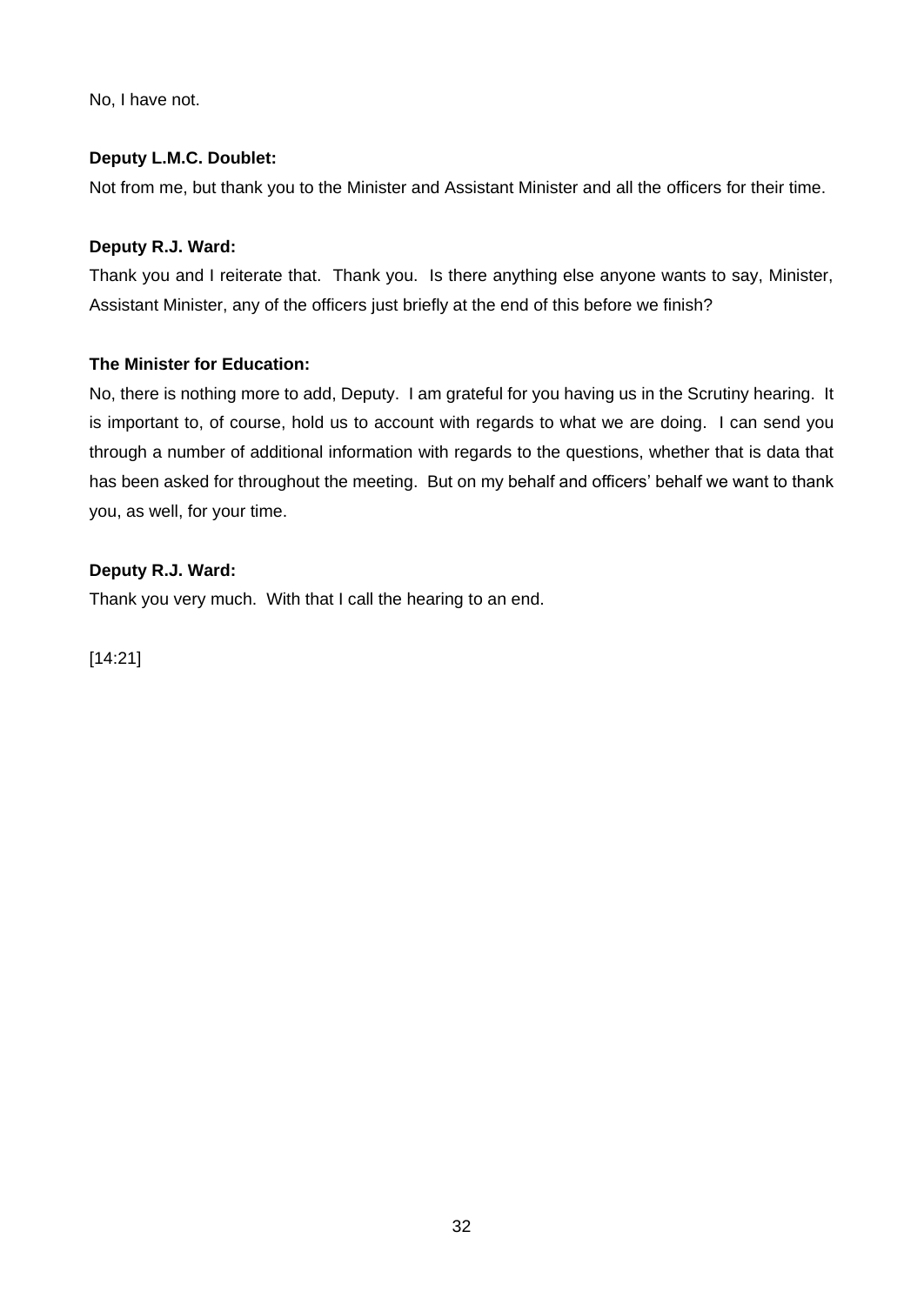No, I have not.

**Deputy L.M.C. Doublet:**

Not from me, but thank you to the Minister and Assistant Minister and all the officers for their time.

**Deputy R.J. Ward:**

Thank you and I reiterate that. Thank you. Is there anything else anyone wants to say, Minister, Assistant Minister, any of the officers just briefly at the end of this before we finish?

**The Minister for Education:**

No, there is nothing more to add, Deputy. I am grateful for you having us in the Scrutiny hearing. It is important to, of course, hold us to account with regards to what we are doing. I can send you through a number of additional information with regards to the questions, whether that is data that has been asked for throughout the meeting. But on my behalf and officers' behalf we want to thank you, as well, for your time.

**Deputy R.J. Ward:**

Thank you very much. With that I call the hearing to an end.

[14:21]